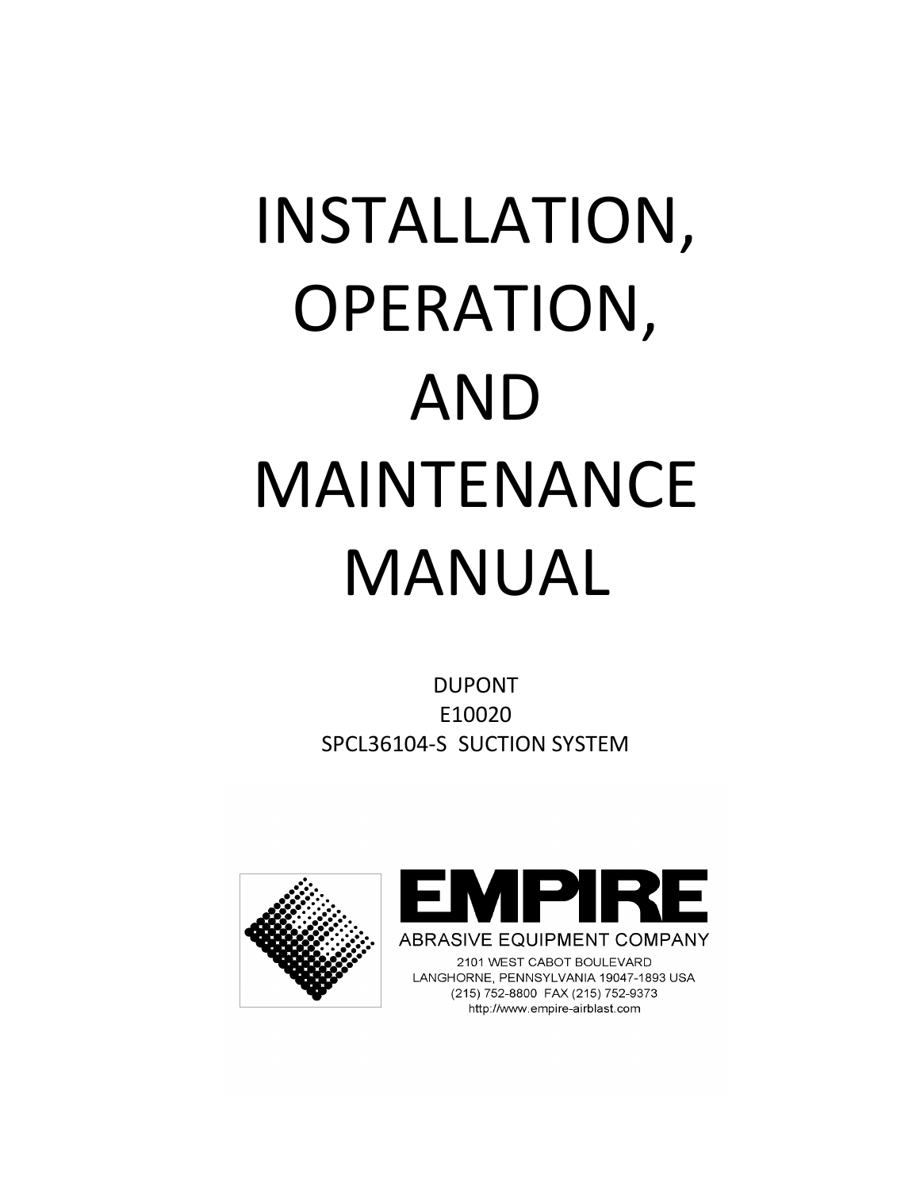# INSTALLATION, OPERATION, AND MAINTENANCE MANUAL

DUPONT
E10020
SPCL36104-S SUCTION SYSTEM

EMPIRE
ABRASIVE EQUIPMENT COMPANY
2101 WEST CABOT BOULEVARD
LANGHORNE, PENNSYLVANIA 19047-1893 USA
(215) 752-8800 FAX (215) 752-9373
http://www.empire-airblast.com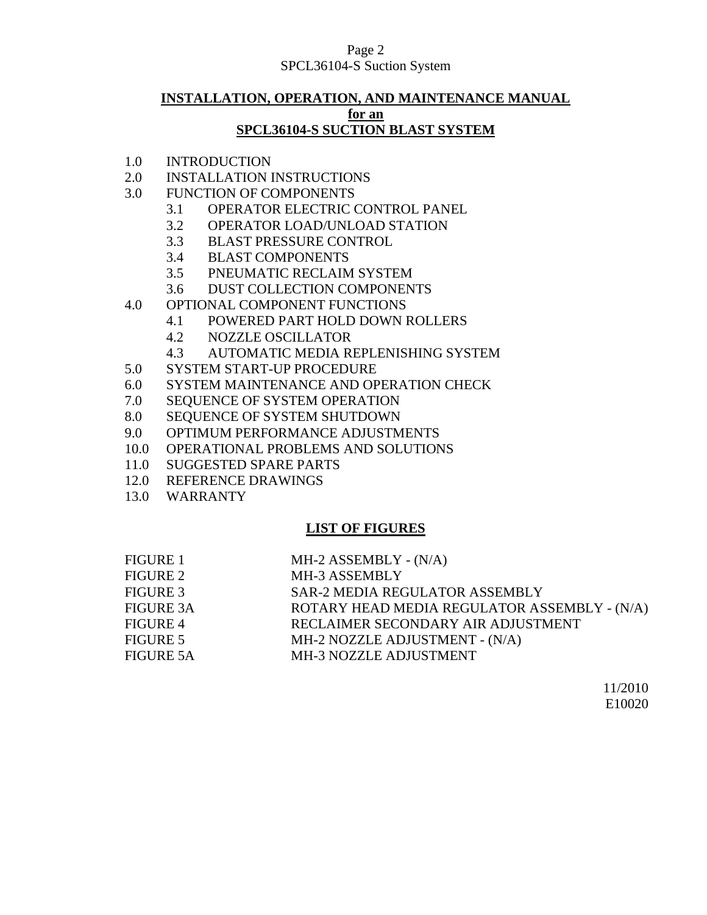# INSTALLATION, OPERATION, AND MAINTENANCE MANUAL
## for an
## SPCL36104-S SUCTION BLAST SYSTEM

- 1.0 INTRODUCTION
- 2.0 INSTALLATION INSTRUCTIONS
- 3.0 FUNCTION OF COMPONENTS
  - 3.1 OPERATOR ELECTRIC CONTROL PANEL
  - 3.2 OPERATOR LOAD/UNLOAD STATION
  - 3.3 BLAST PRESSURE CONTROL
  - 3.4 BLAST COMPONENTS
  - 3.5 PNEUMATIC RECLAIM SYSTEM
  - 3.6 DUST COLLECTION COMPONENTS
- 4.0 OPTIONAL COMPONENT FUNCTIONS
  - 4.1 POWERED PART HOLD DOWN ROLLERS
  - 4.2 NOZZLE OSCILLATOR
  - 4.3 AUTOMATIC MEDIA REPLENISHING SYSTEM
- 5.0 SYSTEM START-UP PROCEDURE
- 6.0 SYSTEM MAINTENANCE AND OPERATION CHECK
- 7.0 SEQUENCE OF SYSTEM OPERATION
- 8.0 SEQUENCE OF SYSTEM SHUTDOWN
- 9.0 OPTIMUM PERFORMANCE ADJUSTMENTS
- 10.0 OPERATIONAL PROBLEMS AND SOLUTIONS
- 11.0 SUGGESTED SPARE PARTS
- 12.0 REFERENCE DRAWINGS
- 13.0 WARRANTY

## LIST OF FIGURES

| | |
|---|---|
| FIGURE 1 | MH-2 ASSEMBLY - (N/A) |
| FIGURE 2 | MH-3 ASSEMBLY |
| FIGURE 3 | SAR-2 MEDIA REGULATOR ASSEMBLY |
| FIGURE 3A | ROTARY HEAD MEDIA REGULATOR ASSEMBLY - (N/A) |
| FIGURE 4 | RECLAIMER SECONDARY AIR ADJUSTMENT |
| FIGURE 5 | MH-2 NOZZLE ADJUSTMENT - (N/A) |
| FIGURE 5A | MH-3 NOZZLE ADJUSTMENT |

11/2010
E10020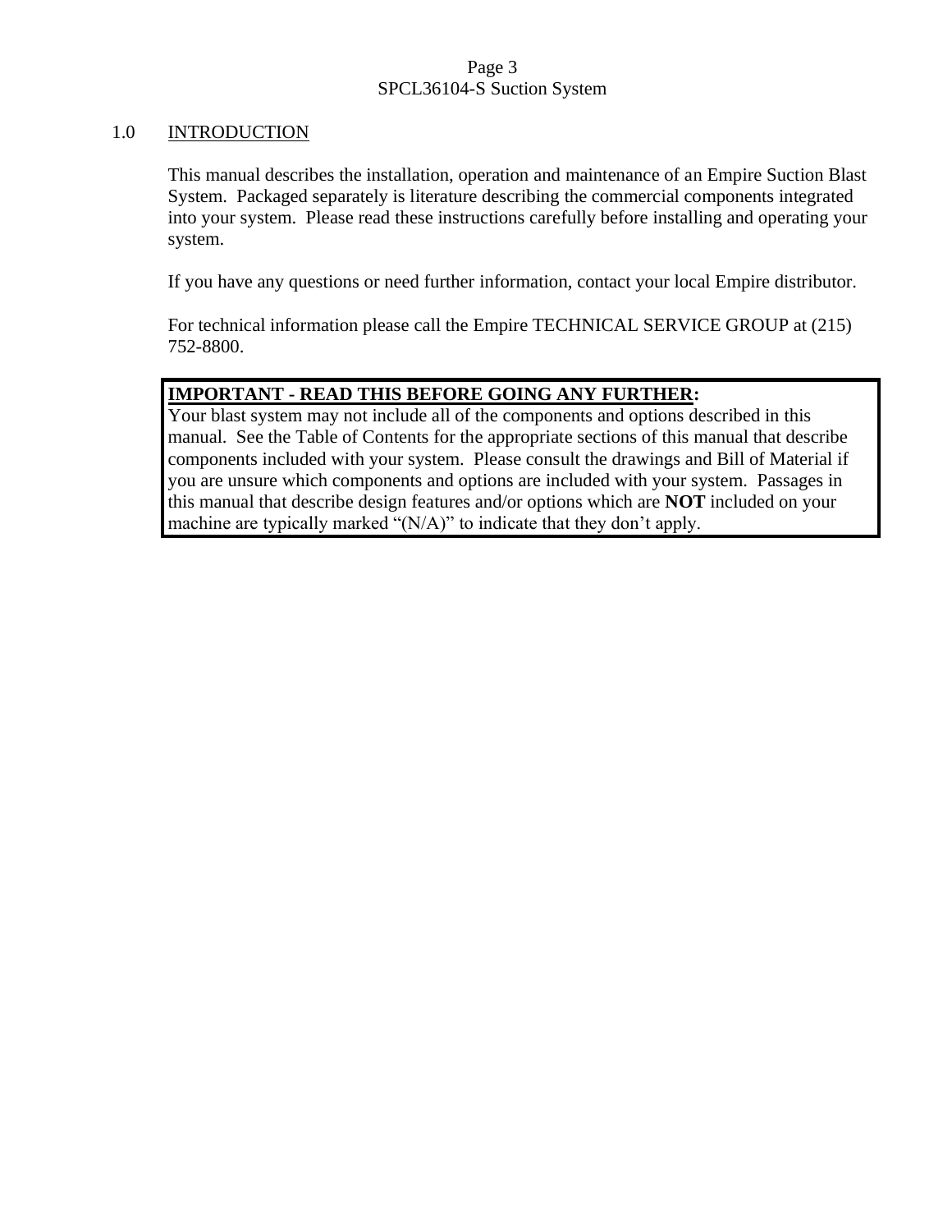## 1.0 INTRODUCTION

This manual describes the installation, operation and maintenance of an Empire Suction Blast System. Packaged separately is literature describing the commercial components integrated into your system. Please read these instructions carefully before installing and operating your system.

If you have any questions or need further information, contact your local Empire distributor.

For technical information please call the Empire TECHNICAL SERVICE GROUP at (215) 752-8800.

**IMPORTANT - READ THIS BEFORE GOING ANY FURTHER:**
Your blast system may not include all of the components and options described in this manual. See the Table of Contents for the appropriate sections of this manual that describe components included with your system. Please consult the drawings and Bill of Material if you are unsure which components and options are included with your system. Passages in this manual that describe design features and/or options which are **NOT** included on your machine are typically marked "(N/A)" to indicate that they don't apply.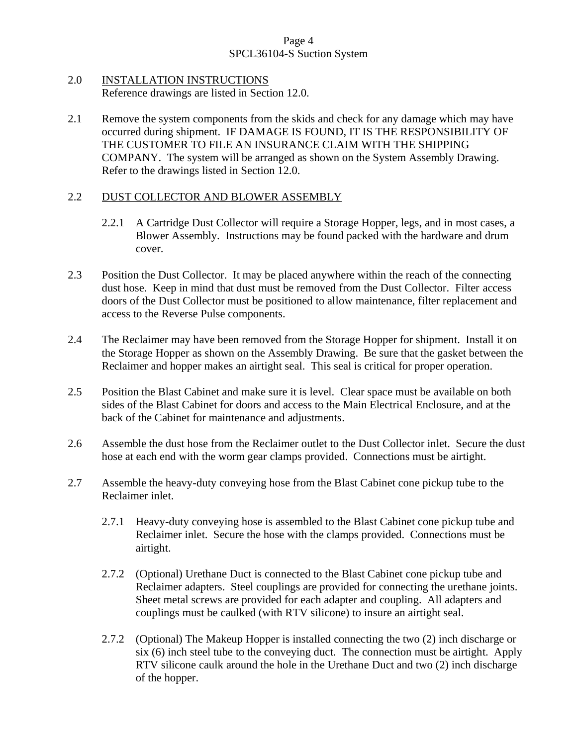## 2.0 INSTALLATION INSTRUCTIONS

Reference drawings are listed in Section 12.0.

2.1 Remove the system components from the skids and check for any damage which may have occurred during shipment. IF DAMAGE IS FOUND, IT IS THE RESPONSIBILITY OF THE CUSTOMER TO FILE AN INSURANCE CLAIM WITH THE SHIPPING COMPANY. The system will be arranged as shown on the System Assembly Drawing. Refer to the drawings listed in Section 12.0.

### 2.2 DUST COLLECTOR AND BLOWER ASSEMBLY

2.2.1 A Cartridge Dust Collector will require a Storage Hopper, legs, and in most cases, a Blower Assembly. Instructions may be found packed with the hardware and drum cover.

2.3 Position the Dust Collector. It may be placed anywhere within the reach of the connecting dust hose. Keep in mind that dust must be removed from the Dust Collector. Filter access doors of the Dust Collector must be positioned to allow maintenance, filter replacement and access to the Reverse Pulse components.

2.4 The Reclaimer may have been removed from the Storage Hopper for shipment. Install it on the Storage Hopper as shown on the Assembly Drawing. Be sure that the gasket between the Reclaimer and hopper makes an airtight seal. This seal is critical for proper operation.

2.5 Position the Blast Cabinet and make sure it is level. Clear space must be available on both sides of the Blast Cabinet for doors and access to the Main Electrical Enclosure, and at the back of the Cabinet for maintenance and adjustments.

2.6 Assemble the dust hose from the Reclaimer outlet to the Dust Collector inlet. Secure the dust hose at each end with the worm gear clamps provided. Connections must be airtight.

2.7 Assemble the heavy-duty conveying hose from the Blast Cabinet cone pickup tube to the Reclaimer inlet.

2.7.1 Heavy-duty conveying hose is assembled to the Blast Cabinet cone pickup tube and Reclaimer inlet. Secure the hose with the clamps provided. Connections must be airtight.

2.7.2 (Optional) Urethane Duct is connected to the Blast Cabinet cone pickup tube and Reclaimer adapters. Steel couplings are provided for connecting the urethane joints. Sheet metal screws are provided for each adapter and coupling. All adapters and couplings must be caulked (with RTV silicone) to insure an airtight seal.

2.7.2 (Optional) The Makeup Hopper is installed connecting the two (2) inch discharge or six (6) inch steel tube to the conveying duct. The connection must be airtight. Apply RTV silicone caulk around the hole in the Urethane Duct and two (2) inch discharge of the hopper.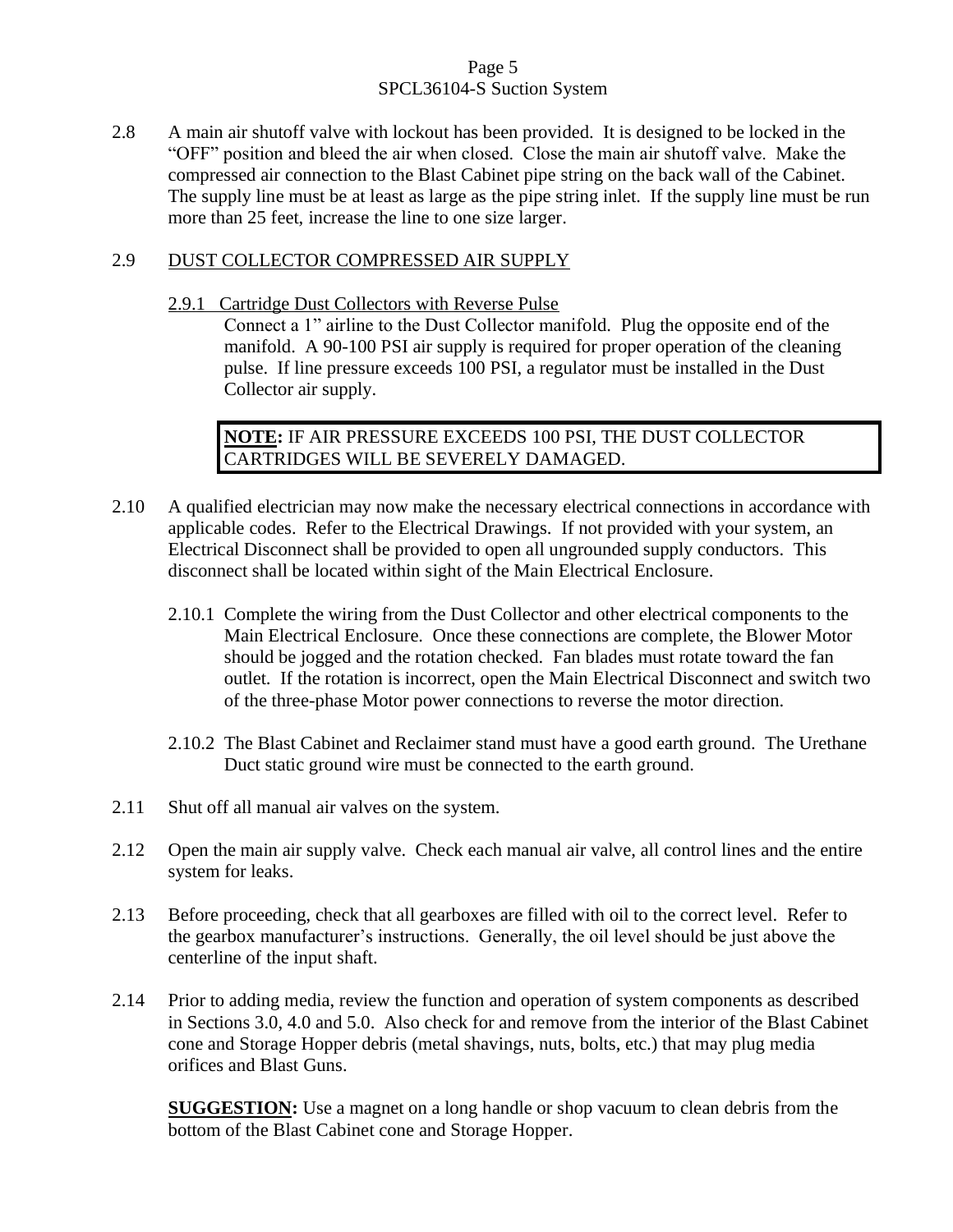2.8 A main air shutoff valve with lockout has been provided. It is designed to be locked in the "OFF" position and bleed the air when closed. Close the main air shutoff valve. Make the compressed air connection to the Blast Cabinet pipe string on the back wall of the Cabinet. The supply line must be at least as large as the pipe string inlet. If the supply line must be run more than 25 feet, increase the line to one size larger.

2.9 DUST COLLECTOR COMPRESSED AIR SUPPLY

2.9.1 Cartridge Dust Collectors with Reverse Pulse

Connect a 1" airline to the Dust Collector manifold. Plug the opposite end of the manifold. A 90-100 PSI air supply is required for proper operation of the cleaning pulse. If line pressure exceeds 100 PSI, a regulator must be installed in the Dust Collector air supply.

> **NOTE:** IF AIR PRESSURE EXCEEDS 100 PSI, THE DUST COLLECTOR CARTRIDGES WILL BE SEVERELY DAMAGED.

2.10 A qualified electrician may now make the necessary electrical connections in accordance with applicable codes. Refer to the Electrical Drawings. If not provided with your system, an Electrical Disconnect shall be provided to open all ungrounded supply conductors. This disconnect shall be located within sight of the Main Electrical Enclosure.

2.10.1 Complete the wiring from the Dust Collector and other electrical components to the Main Electrical Enclosure. Once these connections are complete, the Blower Motor should be jogged and the rotation checked. Fan blades must rotate toward the fan outlet. If the rotation is incorrect, open the Main Electrical Disconnect and switch two of the three-phase Motor power connections to reverse the motor direction.

2.10.2 The Blast Cabinet and Reclaimer stand must have a good earth ground. The Urethane Duct static ground wire must be connected to the earth ground.

2.11 Shut off all manual air valves on the system.

2.12 Open the main air supply valve. Check each manual air valve, all control lines and the entire system for leaks.

2.13 Before proceeding, check that all gearboxes are filled with oil to the correct level. Refer to the gearbox manufacturer's instructions. Generally, the oil level should be just above the centerline of the input shaft.

2.14 Prior to adding media, review the function and operation of system components as described in Sections 3.0, 4.0 and 5.0. Also check for and remove from the interior of the Blast Cabinet cone and Storage Hopper debris (metal shavings, nuts, bolts, etc.) that may plug media orifices and Blast Guns.

**SUGGESTION:** Use a magnet on a long handle or shop vacuum to clean debris from the bottom of the Blast Cabinet cone and Storage Hopper.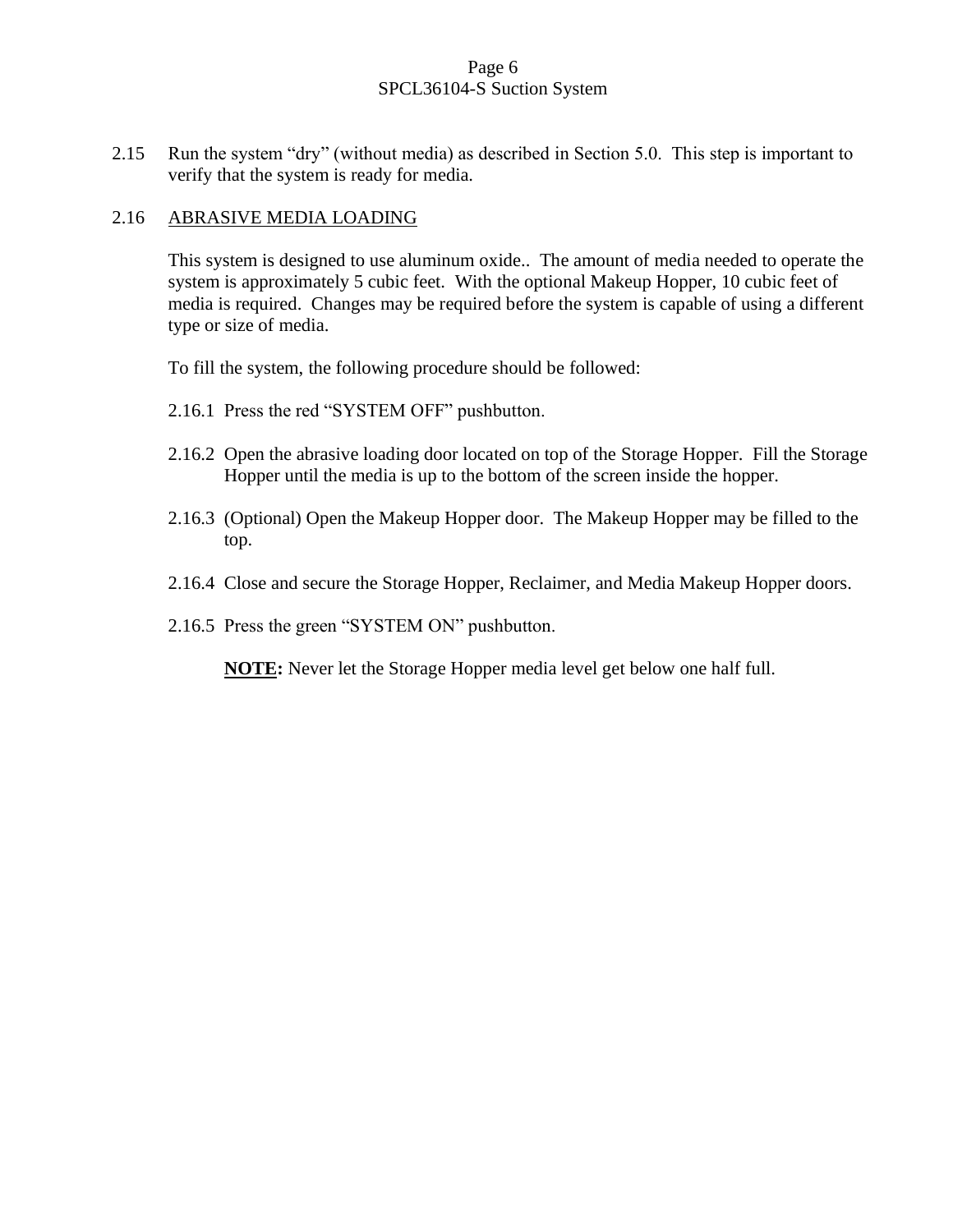2.15 Run the system "dry" (without media) as described in Section 5.0. This step is important to verify that the system is ready for media.

2.16 ABRASIVE MEDIA LOADING

This system is designed to use aluminum oxide.. The amount of media needed to operate the system is approximately 5 cubic feet. With the optional Makeup Hopper, 10 cubic feet of media is required. Changes may be required before the system is capable of using a different type or size of media.

To fill the system, the following procedure should be followed:

2.16.1 Press the red "SYSTEM OFF" pushbutton.

2.16.2 Open the abrasive loading door located on top of the Storage Hopper. Fill the Storage Hopper until the media is up to the bottom of the screen inside the hopper.

2.16.3 (Optional) Open the Makeup Hopper door. The Makeup Hopper may be filled to the top.

2.16.4 Close and secure the Storage Hopper, Reclaimer, and Media Makeup Hopper doors.

2.16.5 Press the green "SYSTEM ON" pushbutton.

**NOTE:** Never let the Storage Hopper media level get below one half full.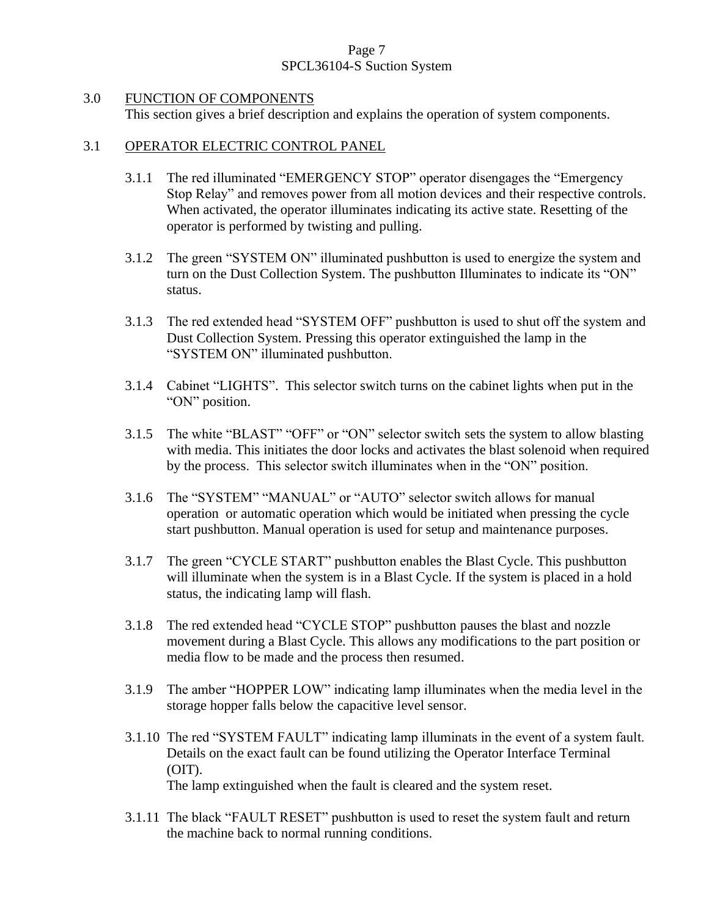## 3.0 FUNCTION OF COMPONENTS

This section gives a brief description and explains the operation of system components.

### 3.1 OPERATOR ELECTRIC CONTROL PANEL

3.1.1 The red illuminated "EMERGENCY STOP" operator disengages the "Emergency Stop Relay" and removes power from all motion devices and their respective controls. When activated, the operator illuminates indicating its active state. Resetting of the operator is performed by twisting and pulling.

3.1.2 The green "SYSTEM ON" illuminated pushbutton is used to energize the system and turn on the Dust Collection System. The pushbutton Illuminates to indicate its "ON" status.

3.1.3 The red extended head "SYSTEM OFF" pushbutton is used to shut off the system and Dust Collection System. Pressing this operator extinguished the lamp in the "SYSTEM ON" illuminated pushbutton.

3.1.4 Cabinet "LIGHTS". This selector switch turns on the cabinet lights when put in the "ON" position.

3.1.5 The white "BLAST" "OFF" or "ON" selector switch sets the system to allow blasting with media. This initiates the door locks and activates the blast solenoid when required by the process. This selector switch illuminates when in the "ON" position.

3.1.6 The "SYSTEM" "MANUAL" or "AUTO" selector switch allows for manual operation or automatic operation which would be initiated when pressing the cycle start pushbutton. Manual operation is used for setup and maintenance purposes.

3.1.7 The green "CYCLE START" pushbutton enables the Blast Cycle. This pushbutton will illuminate when the system is in a Blast Cycle. If the system is placed in a hold status, the indicating lamp will flash.

3.1.8 The red extended head "CYCLE STOP" pushbutton pauses the blast and nozzle movement during a Blast Cycle. This allows any modifications to the part position or media flow to be made and the process then resumed.

3.1.9 The amber "HOPPER LOW" indicating lamp illuminates when the media level in the storage hopper falls below the capacitive level sensor.

3.1.10 The red "SYSTEM FAULT" indicating lamp illuminats in the event of a system fault. Details on the exact fault can be found utilizing the Operator Interface Terminal (OIT).
The lamp extinguished when the fault is cleared and the system reset.

3.1.11 The black "FAULT RESET" pushbutton is used to reset the system fault and return the machine back to normal running conditions.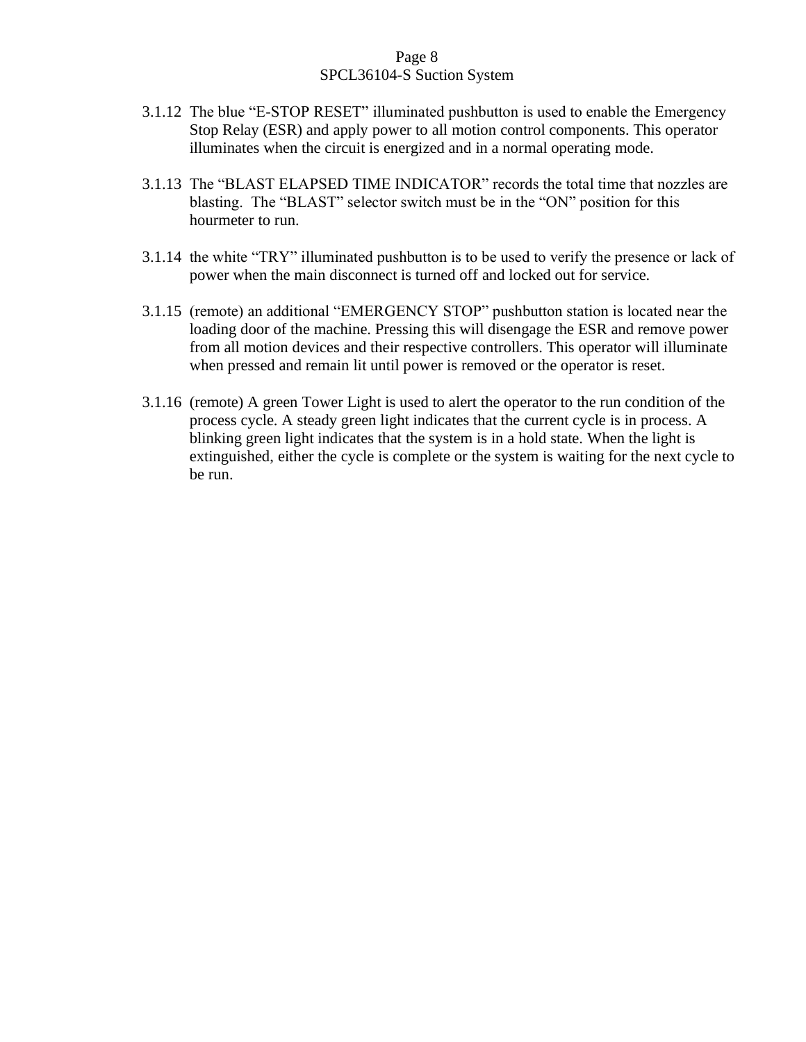3.1.12 The blue “E-STOP RESET” illuminated pushbutton is used to enable the Emergency Stop Relay (ESR) and apply power to all motion control components. This operator illuminates when the circuit is energized and in a normal operating mode.

3.1.13 The “BLAST ELAPSED TIME INDICATOR” records the total time that nozzles are blasting. The “BLAST” selector switch must be in the “ON” position for this hourmeter to run.

3.1.14 the white “TRY” illuminated pushbutton is to be used to verify the presence or lack of power when the main disconnect is turned off and locked out for service.

3.1.15 (remote) an additional “EMERGENCY STOP” pushbutton station is located near the loading door of the machine. Pressing this will disengage the ESR and remove power from all motion devices and their respective controllers. This operator will illuminate when pressed and remain lit until power is removed or the operator is reset.

3.1.16 (remote) A green Tower Light is used to alert the operator to the run condition of the process cycle. A steady green light indicates that the current cycle is in process. A blinking green light indicates that the system is in a hold state. When the light is extinguished, either the cycle is complete or the system is waiting for the next cycle to be run.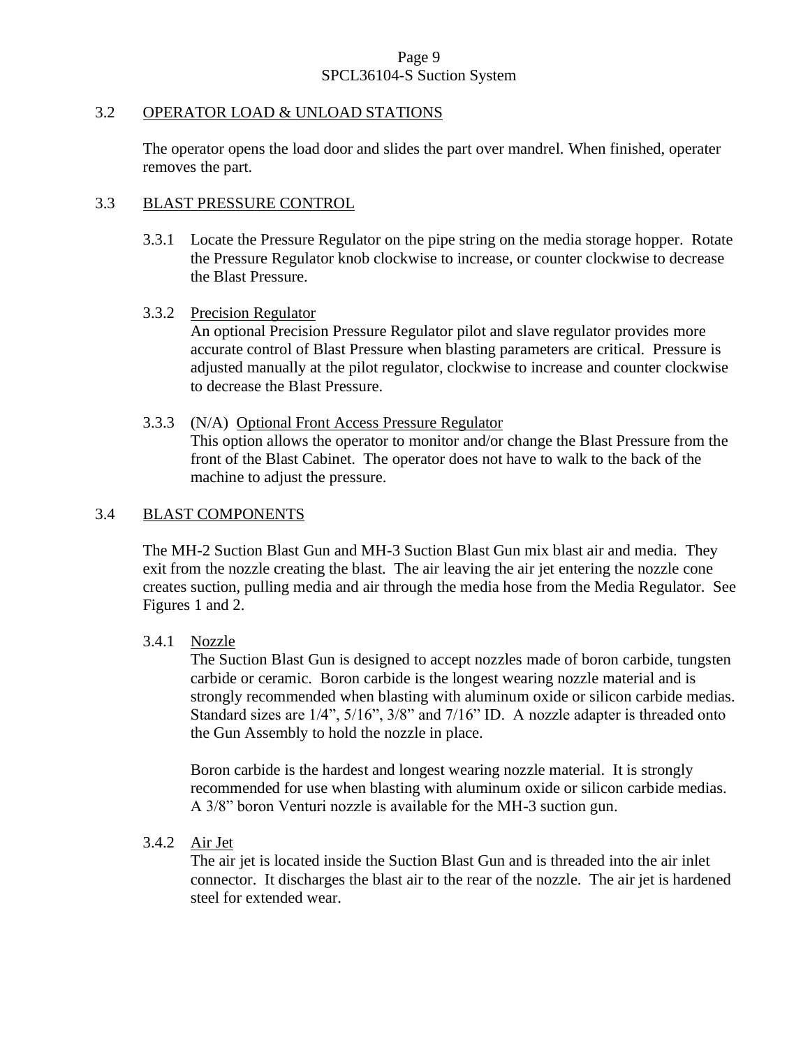## 3.2 OPERATOR LOAD & UNLOAD STATIONS

The operator opens the load door and slides the part over mandrel. When finished, operater removes the part.

## 3.3 BLAST PRESSURE CONTROL

3.3.1 Locate the Pressure Regulator on the pipe string on the media storage hopper. Rotate the Pressure Regulator knob clockwise to increase, or counter clockwise to decrease the Blast Pressure.

3.3.2 Precision Regulator
An optional Precision Pressure Regulator pilot and slave regulator provides more accurate control of Blast Pressure when blasting parameters are critical. Pressure is adjusted manually at the pilot regulator, clockwise to increase and counter clockwise to decrease the Blast Pressure.

3.3.3 (N/A) Optional Front Access Pressure Regulator
This option allows the operator to monitor and/or change the Blast Pressure from the front of the Blast Cabinet. The operator does not have to walk to the back of the machine to adjust the pressure.

## 3.4 BLAST COMPONENTS

The MH-2 Suction Blast Gun and MH-3 Suction Blast Gun mix blast air and media. They exit from the nozzle creating the blast. The air leaving the air jet entering the nozzle cone creates suction, pulling media and air through the media hose from the Media Regulator. See Figures 1 and 2.

3.4.1 Nozzle
The Suction Blast Gun is designed to accept nozzles made of boron carbide, tungsten carbide or ceramic. Boron carbide is the longest wearing nozzle material and is strongly recommended when blasting with aluminum oxide or silicon carbide medias. Standard sizes are 1/4”, 5/16”, 3/8” and 7/16” ID. A nozzle adapter is threaded onto the Gun Assembly to hold the nozzle in place.

Boron carbide is the hardest and longest wearing nozzle material. It is strongly recommended for use when blasting with aluminum oxide or silicon carbide medias. A 3/8” boron Venturi nozzle is available for the MH-3 suction gun.

3.4.2 Air Jet
The air jet is located inside the Suction Blast Gun and is threaded into the air inlet connector. It discharges the blast air to the rear of the nozzle. The air jet is hardened steel for extended wear.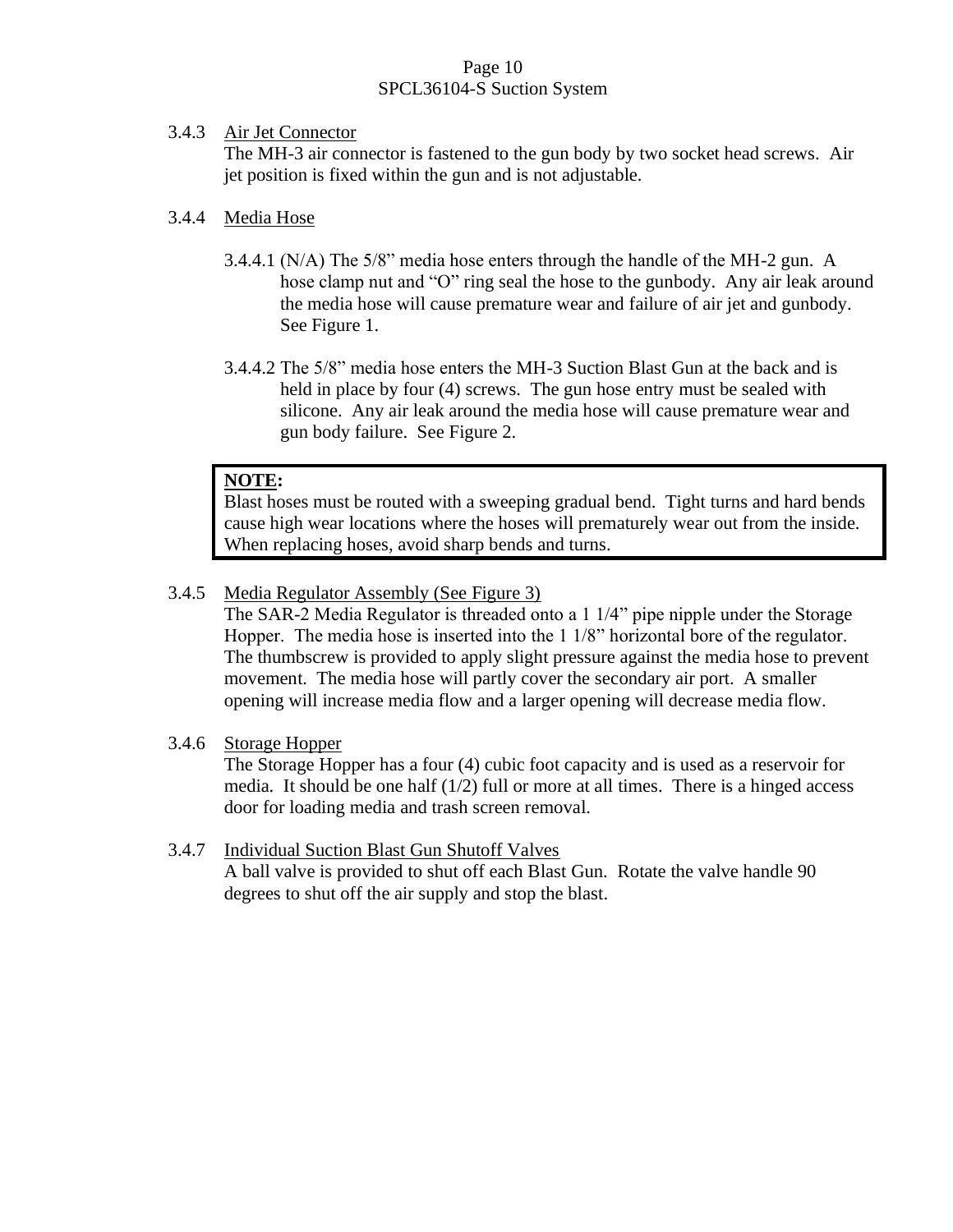### 3.4.3 Air Jet Connector

The MH-3 air connector is fastened to the gun body by two socket head screws. Air jet position is fixed within the gun and is not adjustable.

### 3.4.4 Media Hose

3.4.4.1 (N/A) The 5/8" media hose enters through the handle of the MH-2 gun. A hose clamp nut and "O" ring seal the hose to the gunbody. Any air leak around the media hose will cause premature wear and failure of air jet and gunbody. See Figure 1.

3.4.4.2 The 5/8" media hose enters the MH-3 Suction Blast Gun at the back and is held in place by four (4) screws. The gun hose entry must be sealed with silicone. Any air leak around the media hose will cause premature wear and gun body failure. See Figure 2.

> **NOTE:**
> Blast hoses must be routed with a sweeping gradual bend. Tight turns and hard bends cause high wear locations where the hoses will prematurely wear out from the inside. When replacing hoses, avoid sharp bends and turns.

### 3.4.5 Media Regulator Assembly (See Figure 3)

The SAR-2 Media Regulator is threaded onto a 1 1/4" pipe nipple under the Storage Hopper. The media hose is inserted into the 1 1/8" horizontal bore of the regulator. The thumbscrew is provided to apply slight pressure against the media hose to prevent movement. The media hose will partly cover the secondary air port. A smaller opening will increase media flow and a larger opening will decrease media flow.

### 3.4.6 Storage Hopper

The Storage Hopper has a four (4) cubic foot capacity and is used as a reservoir for media. It should be one half (1/2) full or more at all times. There is a hinged access door for loading media and trash screen removal.

### 3.4.7 Individual Suction Blast Gun Shutoff Valves

A ball valve is provided to shut off each Blast Gun. Rotate the valve handle 90 degrees to shut off the air supply and stop the blast.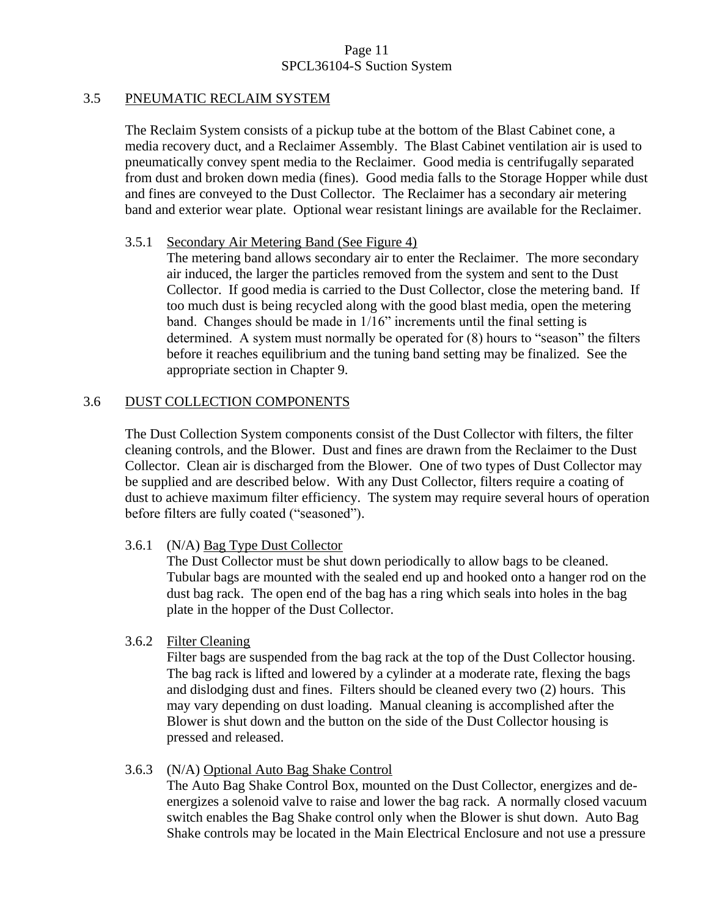## 3.5 PNEUMATIC RECLAIM SYSTEM

The Reclaim System consists of a pickup tube at the bottom of the Blast Cabinet cone, a media recovery duct, and a Reclaimer Assembly. The Blast Cabinet ventilation air is used to pneumatically convey spent media to the Reclaimer. Good media is centrifugally separated from dust and broken down media (fines). Good media falls to the Storage Hopper while dust and fines are conveyed to the Dust Collector. The Reclaimer has a secondary air metering band and exterior wear plate. Optional wear resistant linings are available for the Reclaimer.

### 3.5.1 Secondary Air Metering Band (See Figure 4)

The metering band allows secondary air to enter the Reclaimer. The more secondary air induced, the larger the particles removed from the system and sent to the Dust Collector. If good media is carried to the Dust Collector, close the metering band. If too much dust is being recycled along with the good blast media, open the metering band. Changes should be made in 1/16" increments until the final setting is determined. A system must normally be operated for (8) hours to "season" the filters before it reaches equilibrium and the tuning band setting may be finalized. See the appropriate section in Chapter 9.

## 3.6 DUST COLLECTION COMPONENTS

The Dust Collection System components consist of the Dust Collector with filters, the filter cleaning controls, and the Blower. Dust and fines are drawn from the Reclaimer to the Dust Collector. Clean air is discharged from the Blower. One of two types of Dust Collector may be supplied and are described below. With any Dust Collector, filters require a coating of dust to achieve maximum filter efficiency. The system may require several hours of operation before filters are fully coated ("seasoned").

### 3.6.1 (N/A) Bag Type Dust Collector

The Dust Collector must be shut down periodically to allow bags to be cleaned. Tubular bags are mounted with the sealed end up and hooked onto a hanger rod on the dust bag rack. The open end of the bag has a ring which seals into holes in the bag plate in the hopper of the Dust Collector.

### 3.6.2 Filter Cleaning

Filter bags are suspended from the bag rack at the top of the Dust Collector housing. The bag rack is lifted and lowered by a cylinder at a moderate rate, flexing the bags and dislodging dust and fines. Filters should be cleaned every two (2) hours. This may vary depending on dust loading. Manual cleaning is accomplished after the Blower is shut down and the button on the side of the Dust Collector housing is pressed and released.

### 3.6.3 (N/A) Optional Auto Bag Shake Control

The Auto Bag Shake Control Box, mounted on the Dust Collector, energizes and de-energizes a solenoid valve to raise and lower the bag rack. A normally closed vacuum switch enables the Bag Shake control only when the Blower is shut down. Auto Bag Shake controls may be located in the Main Electrical Enclosure and not use a pressure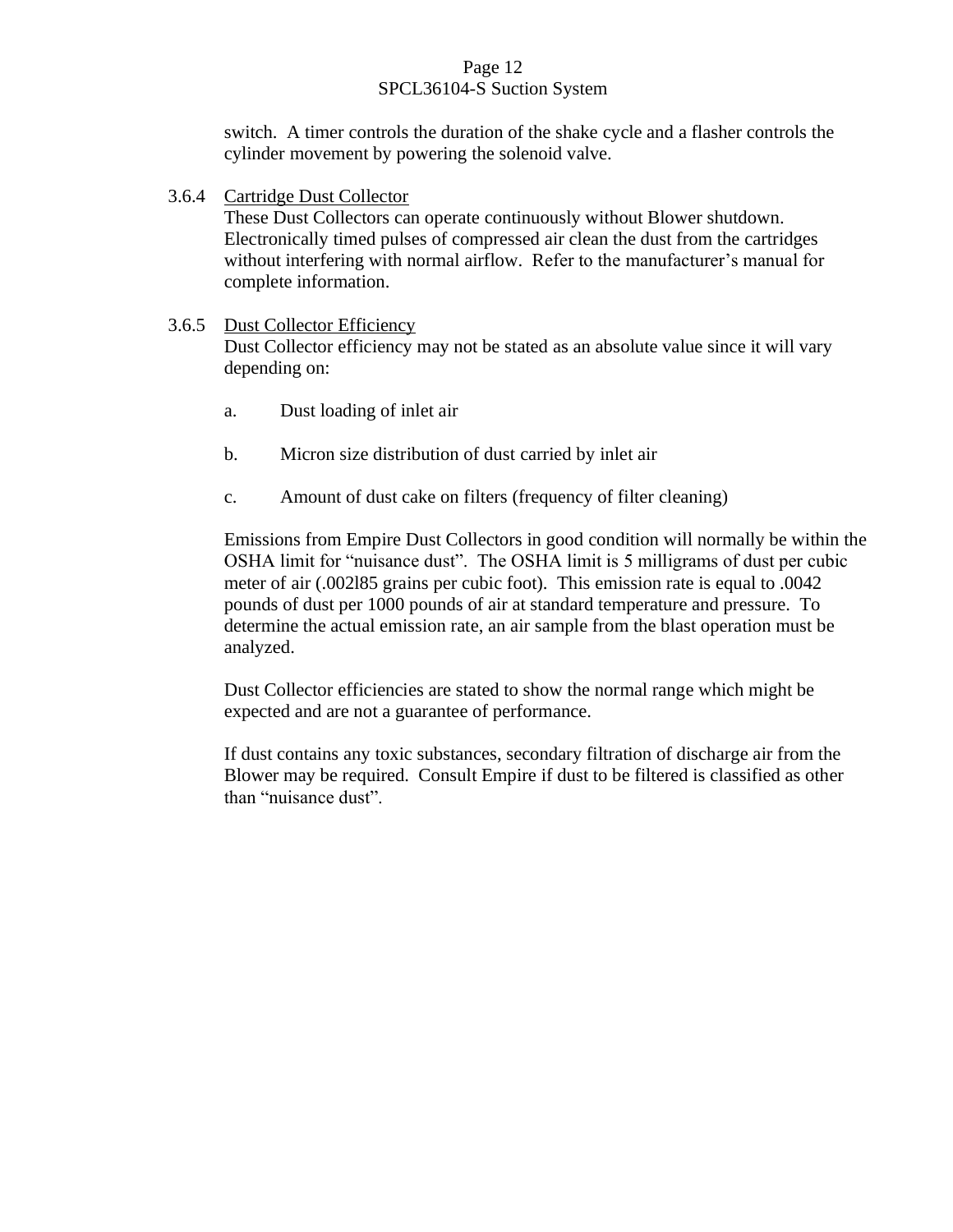switch. A timer controls the duration of the shake cycle and a flasher controls the cylinder movement by powering the solenoid valve.

3.6.4 <u>Cartridge Dust Collector</u>
These Dust Collectors can operate continuously without Blower shutdown. Electronically timed pulses of compressed air clean the dust from the cartridges without interfering with normal airflow. Refer to the manufacturer's manual for complete information.

3.6.5 <u>Dust Collector Efficiency</u>
Dust Collector efficiency may not be stated as an absolute value since it will vary depending on:

a. Dust loading of inlet air

b. Micron size distribution of dust carried by inlet air

c. Amount of dust cake on filters (frequency of filter cleaning)

Emissions from Empire Dust Collectors in good condition will normally be within the OSHA limit for "nuisance dust". The OSHA limit is 5 milligrams of dust per cubic meter of air (.002l85 grains per cubic foot). This emission rate is equal to .0042 pounds of dust per 1000 pounds of air at standard temperature and pressure. To determine the actual emission rate, an air sample from the blast operation must be analyzed.

Dust Collector efficiencies are stated to show the normal range which might be expected and are not a guarantee of performance.

If dust contains any toxic substances, secondary filtration of discharge air from the Blower may be required. Consult Empire if dust to be filtered is classified as other than "nuisance dust".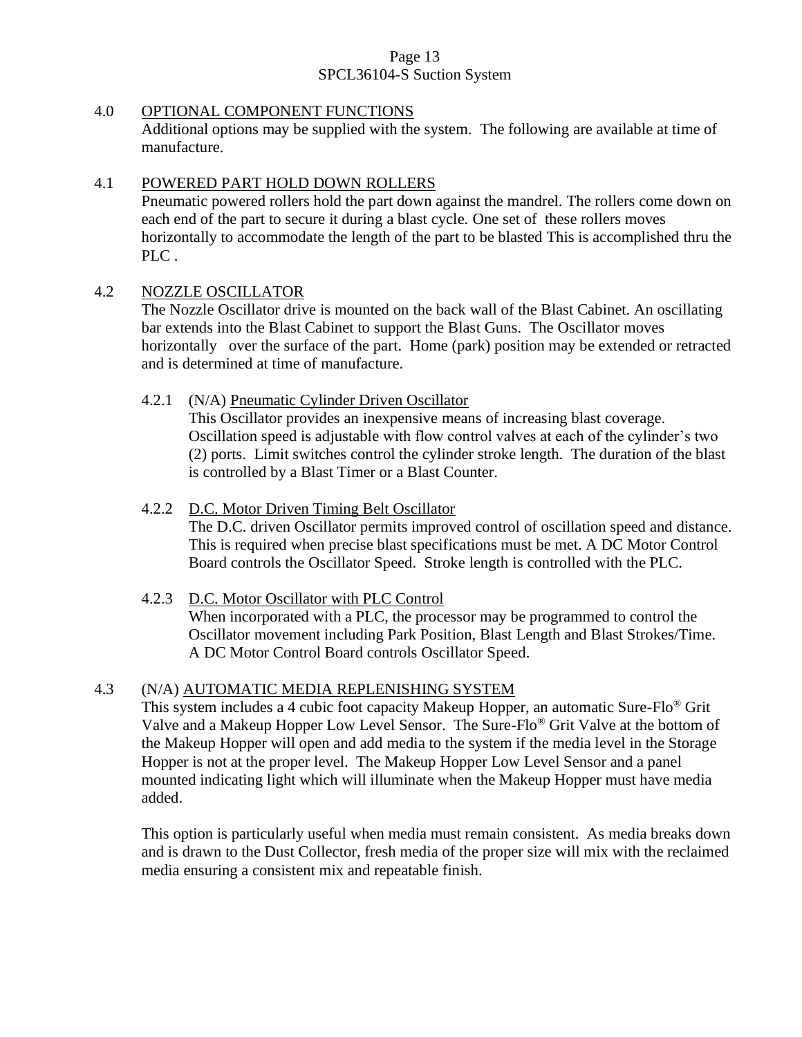## 4.0 OPTIONAL COMPONENT FUNCTIONS

Additional options may be supplied with the system. The following are available at time of manufacture.

## 4.1 POWERED PART HOLD DOWN ROLLERS

Pneumatic powered rollers hold the part down against the mandrel. The rollers come down on each end of the part to secure it during a blast cycle. One set of these rollers moves horizontally to accommodate the length of the part to be blasted This is accomplished thru the PLC .

## 4.2 NOZZLE OSCILLATOR

The Nozzle Oscillator drive is mounted on the back wall of the Blast Cabinet. An oscillating bar extends into the Blast Cabinet to support the Blast Guns. The Oscillator moves horizontally over the surface of the part. Home (park) position may be extended or retracted and is determined at time of manufacture.

### 4.2.1 (N/A) Pneumatic Cylinder Driven Oscillator

This Oscillator provides an inexpensive means of increasing blast coverage. Oscillation speed is adjustable with flow control valves at each of the cylinder's two (2) ports. Limit switches control the cylinder stroke length. The duration of the blast is controlled by a Blast Timer or a Blast Counter.

### 4.2.2 D.C. Motor Driven Timing Belt Oscillator

The D.C. driven Oscillator permits improved control of oscillation speed and distance. This is required when precise blast specifications must be met. A DC Motor Control Board controls the Oscillator Speed. Stroke length is controlled with the PLC.

### 4.2.3 D.C. Motor Oscillator with PLC Control

When incorporated with a PLC, the processor may be programmed to control the Oscillator movement including Park Position, Blast Length and Blast Strokes/Time. A DC Motor Control Board controls Oscillator Speed.

## 4.3 (N/A) AUTOMATIC MEDIA REPLENISHING SYSTEM

This system includes a 4 cubic foot capacity Makeup Hopper, an automatic Sure-Flo® Grit Valve and a Makeup Hopper Low Level Sensor. The Sure-Flo® Grit Valve at the bottom of the Makeup Hopper will open and add media to the system if the media level in the Storage Hopper is not at the proper level. The Makeup Hopper Low Level Sensor and a panel mounted indicating light which will illuminate when the Makeup Hopper must have media added.

This option is particularly useful when media must remain consistent. As media breaks down and is drawn to the Dust Collector, fresh media of the proper size will mix with the reclaimed media ensuring a consistent mix and repeatable finish.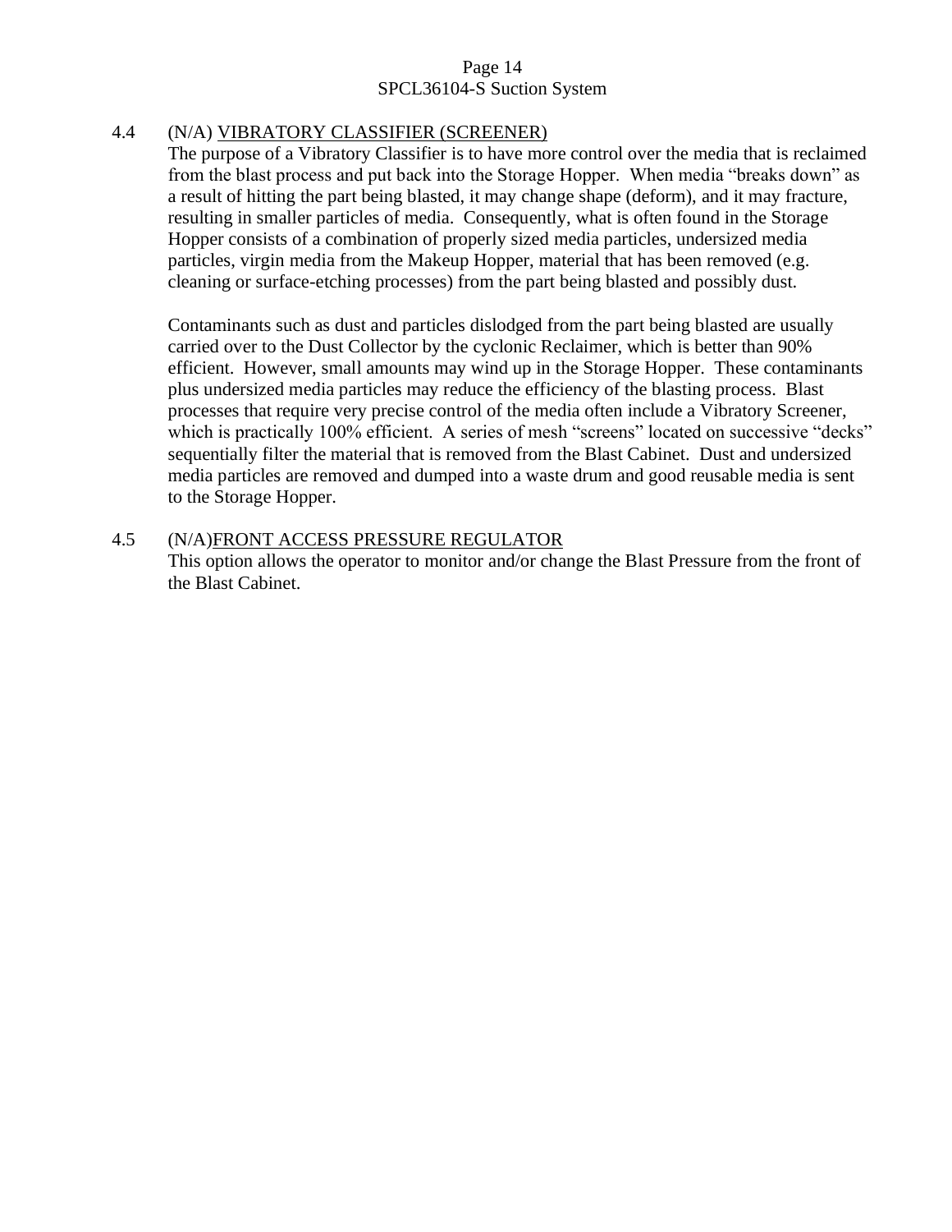### 4.4 (N/A) VIBRATORY CLASSIFIER (SCREENER)

The purpose of a Vibratory Classifier is to have more control over the media that is reclaimed from the blast process and put back into the Storage Hopper. When media "breaks down" as a result of hitting the part being blasted, it may change shape (deform), and it may fracture, resulting in smaller particles of media. Consequently, what is often found in the Storage Hopper consists of a combination of properly sized media particles, undersized media particles, virgin media from the Makeup Hopper, material that has been removed (e.g. cleaning or surface-etching processes) from the part being blasted and possibly dust.

Contaminants such as dust and particles dislodged from the part being blasted are usually carried over to the Dust Collector by the cyclonic Reclaimer, which is better than 90% efficient. However, small amounts may wind up in the Storage Hopper. These contaminants plus undersized media particles may reduce the efficiency of the blasting process. Blast processes that require very precise control of the media often include a Vibratory Screener, which is practically 100% efficient. A series of mesh "screens" located on successive "decks" sequentially filter the material that is removed from the Blast Cabinet. Dust and undersized media particles are removed and dumped into a waste drum and good reusable media is sent to the Storage Hopper.

### 4.5 (N/A)FRONT ACCESS PRESSURE REGULATOR

This option allows the operator to monitor and/or change the Blast Pressure from the front of the Blast Cabinet.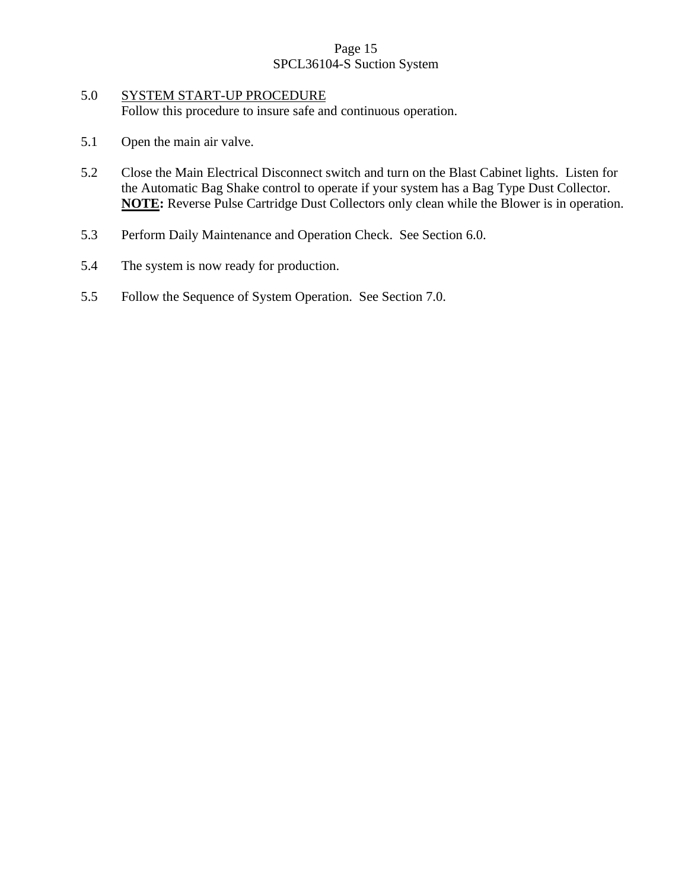## 5.0 SYSTEM START-UP PROCEDURE

Follow this procedure to insure safe and continuous operation.

5.1 Open the main air valve.

5.2 Close the Main Electrical Disconnect switch and turn on the Blast Cabinet lights. Listen for the Automatic Bag Shake control to operate if your system has a Bag Type Dust Collector. **NOTE:** Reverse Pulse Cartridge Dust Collectors only clean while the Blower is in operation.

5.3 Perform Daily Maintenance and Operation Check. See Section 6.0.

5.4 The system is now ready for production.

5.5 Follow the Sequence of System Operation. See Section 7.0.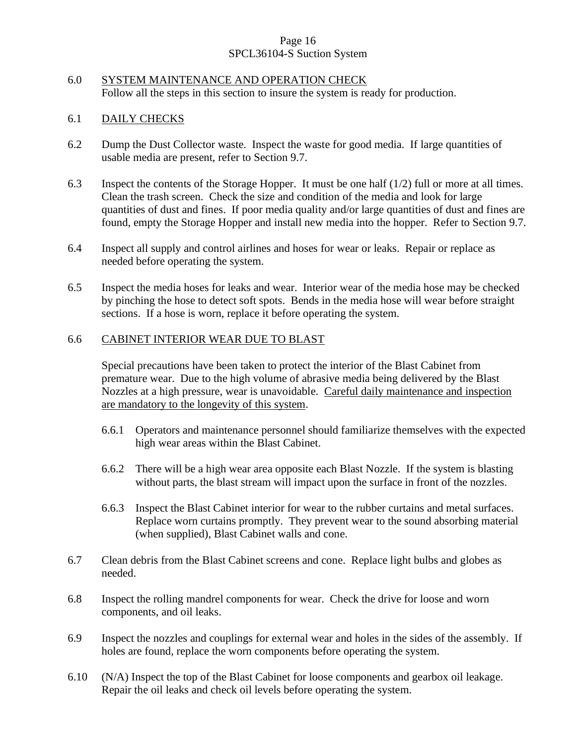## 6.0 SYSTEM MAINTENANCE AND OPERATION CHECK

Follow all the steps in this section to insure the system is ready for production.

### 6.1 DAILY CHECKS

6.2 Dump the Dust Collector waste. Inspect the waste for good media. If large quantities of usable media are present, refer to Section 9.7.

6.3 Inspect the contents of the Storage Hopper. It must be one half (1/2) full or more at all times. Clean the trash screen. Check the size and condition of the media and look for large quantities of dust and fines. If poor media quality and/or large quantities of dust and fines are found, empty the Storage Hopper and install new media into the hopper. Refer to Section 9.7.

6.4 Inspect all supply and control airlines and hoses for wear or leaks. Repair or replace as needed before operating the system.

6.5 Inspect the media hoses for leaks and wear. Interior wear of the media hose may be checked by pinching the hose to detect soft spots. Bends in the media hose will wear before straight sections. If a hose is worn, replace it before operating the system.

### 6.6 CABINET INTERIOR WEAR DUE TO BLAST

Special precautions have been taken to protect the interior of the Blast Cabinet from premature wear. Due to the high volume of abrasive media being delivered by the Blast Nozzles at a high pressure, wear is unavoidable. <u>Careful daily maintenance and inspection are mandatory to the longevity of this system</u>.

6.6.1 Operators and maintenance personnel should familiarize themselves with the expected high wear areas within the Blast Cabinet.

6.6.2 There will be a high wear area opposite each Blast Nozzle. If the system is blasting without parts, the blast stream will impact upon the surface in front of the nozzles.

6.6.3 Inspect the Blast Cabinet interior for wear to the rubber curtains and metal surfaces. Replace worn curtains promptly. They prevent wear to the sound absorbing material (when supplied), Blast Cabinet walls and cone.

6.7 Clean debris from the Blast Cabinet screens and cone. Replace light bulbs and globes as needed.

6.8 Inspect the rolling mandrel components for wear. Check the drive for loose and worn components, and oil leaks.

6.9 Inspect the nozzles and couplings for external wear and holes in the sides of the assembly. If holes are found, replace the worn components before operating the system.

6.10 (N/A) Inspect the top of the Blast Cabinet for loose components and gearbox oil leakage. Repair the oil leaks and check oil levels before operating the system.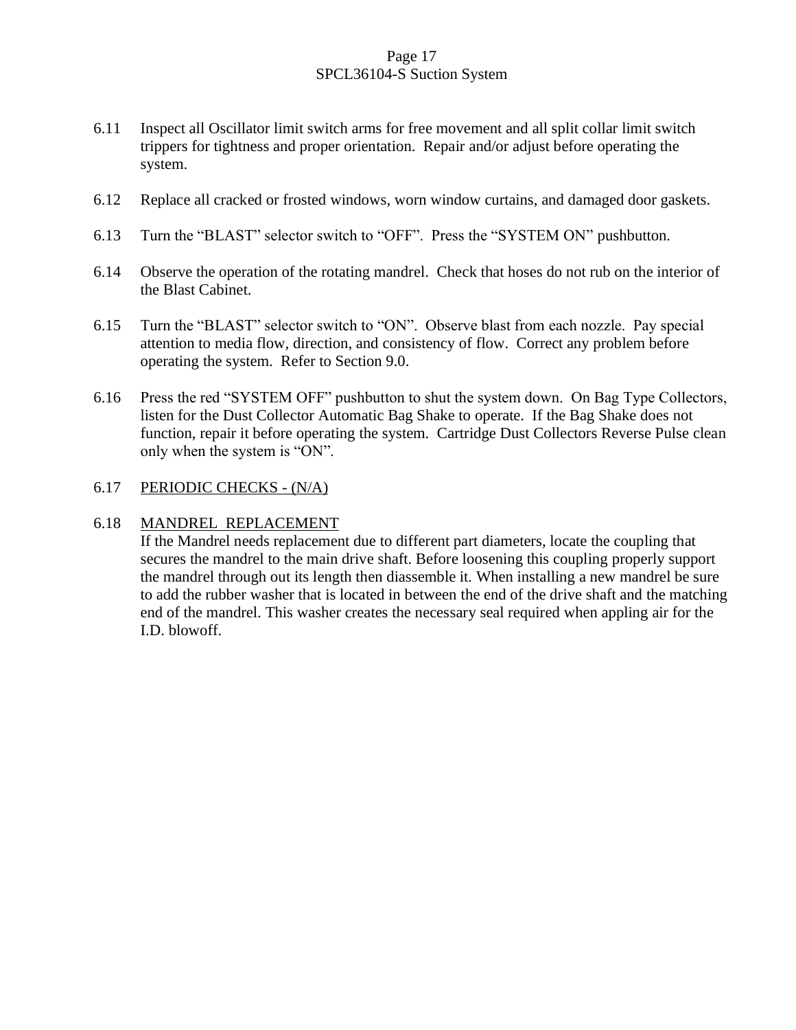6.11 Inspect all Oscillator limit switch arms for free movement and all split collar limit switch trippers for tightness and proper orientation. Repair and/or adjust before operating the system.

6.12 Replace all cracked or frosted windows, worn window curtains, and damaged door gaskets.

6.13 Turn the "BLAST" selector switch to "OFF". Press the "SYSTEM ON" pushbutton.

6.14 Observe the operation of the rotating mandrel. Check that hoses do not rub on the interior of the Blast Cabinet.

6.15 Turn the "BLAST" selector switch to "ON". Observe blast from each nozzle. Pay special attention to media flow, direction, and consistency of flow. Correct any problem before operating the system. Refer to Section 9.0.

6.16 Press the red "SYSTEM OFF" pushbutton to shut the system down. On Bag Type Collectors, listen for the Dust Collector Automatic Bag Shake to operate. If the Bag Shake does not function, repair it before operating the system. Cartridge Dust Collectors Reverse Pulse clean only when the system is "ON".

6.17 <u>PERIODIC CHECKS - (N/A)</u>

6.18 <u>MANDREL REPLACEMENT</u>
If the Mandrel needs replacement due to different part diameters, locate the coupling that secures the mandrel to the main drive shaft. Before loosening this coupling properly support the mandrel through out its length then diassemble it. When installing a new mandrel be sure to add the rubber washer that is located in between the end of the drive shaft and the matching end of the mandrel. This washer creates the necessary seal required when appling air for the I.D. blowoff.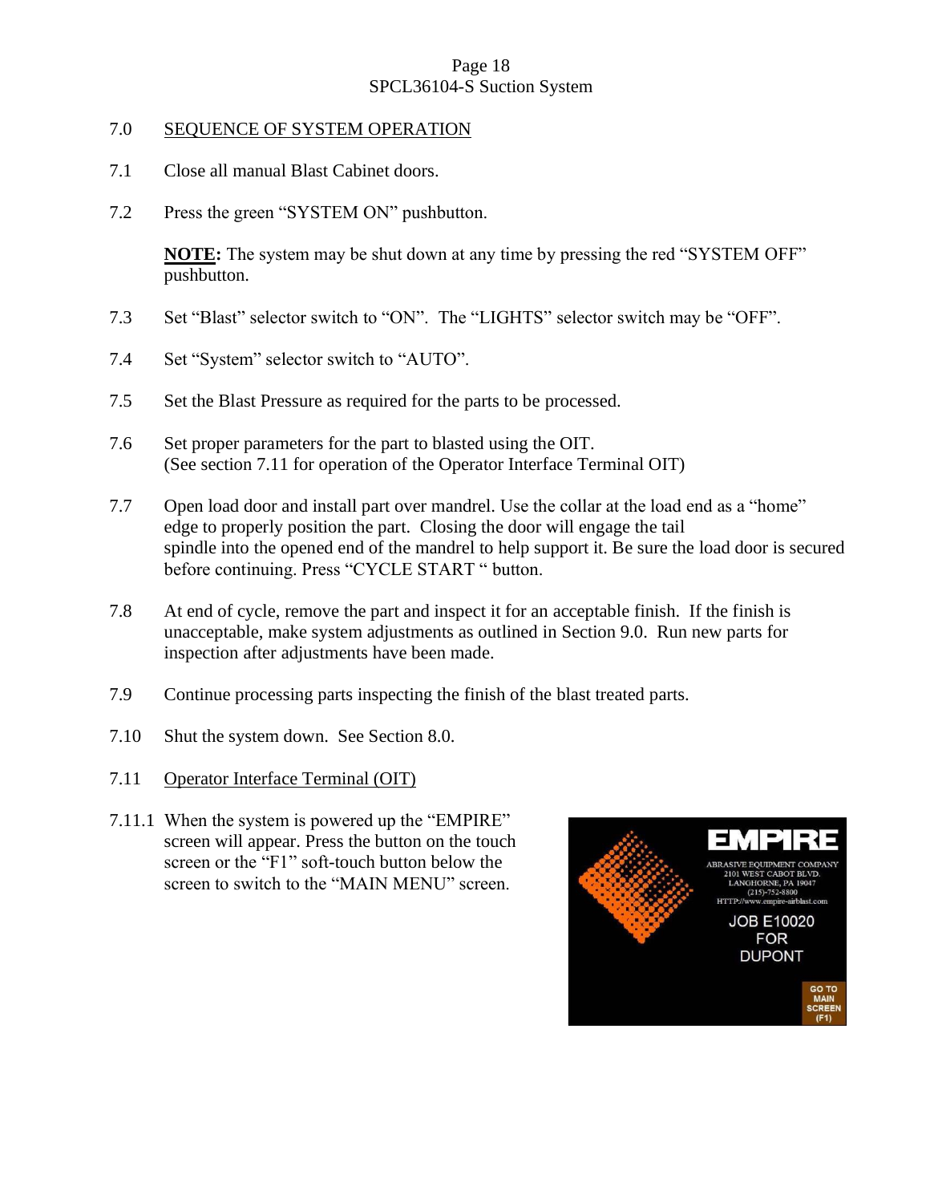## 7.0 SEQUENCE OF SYSTEM OPERATION

7.1 Close all manual Blast Cabinet doors.

7.2 Press the green “SYSTEM ON” pushbutton.

**NOTE:** The system may be shut down at any time by pressing the red “SYSTEM OFF” pushbutton.

7.3 Set “Blast” selector switch to “ON”. The “LIGHTS” selector switch may be “OFF”.

7.4 Set “System” selector switch to “AUTO”.

7.5 Set the Blast Pressure as required for the parts to be processed.

7.6 Set proper parameters for the part to blasted using the OIT. (See section 7.11 for operation of the Operator Interface Terminal OIT)

7.7 Open load door and install part over mandrel. Use the collar at the load end as a “home” edge to properly position the part. Closing the door will engage the tail spindle into the opened end of the mandrel to help support it. Be sure the load door is secured before continuing. Press “CYCLE START “ button.

7.8 At end of cycle, remove the part and inspect it for an acceptable finish. If the finish is unacceptable, make system adjustments as outlined in Section 9.0. Run new parts for inspection after adjustments have been made.

7.9 Continue processing parts inspecting the finish of the blast treated parts.

7.10 Shut the system down. See Section 8.0.

### 7.11 Operator Interface Terminal (OIT)

7.11.1 When the system is powered up the “EMPIRE” screen will appear. Press the button on the touch screen or the “F1” soft-touch button below the screen to switch to the “MAIN MENU” screen.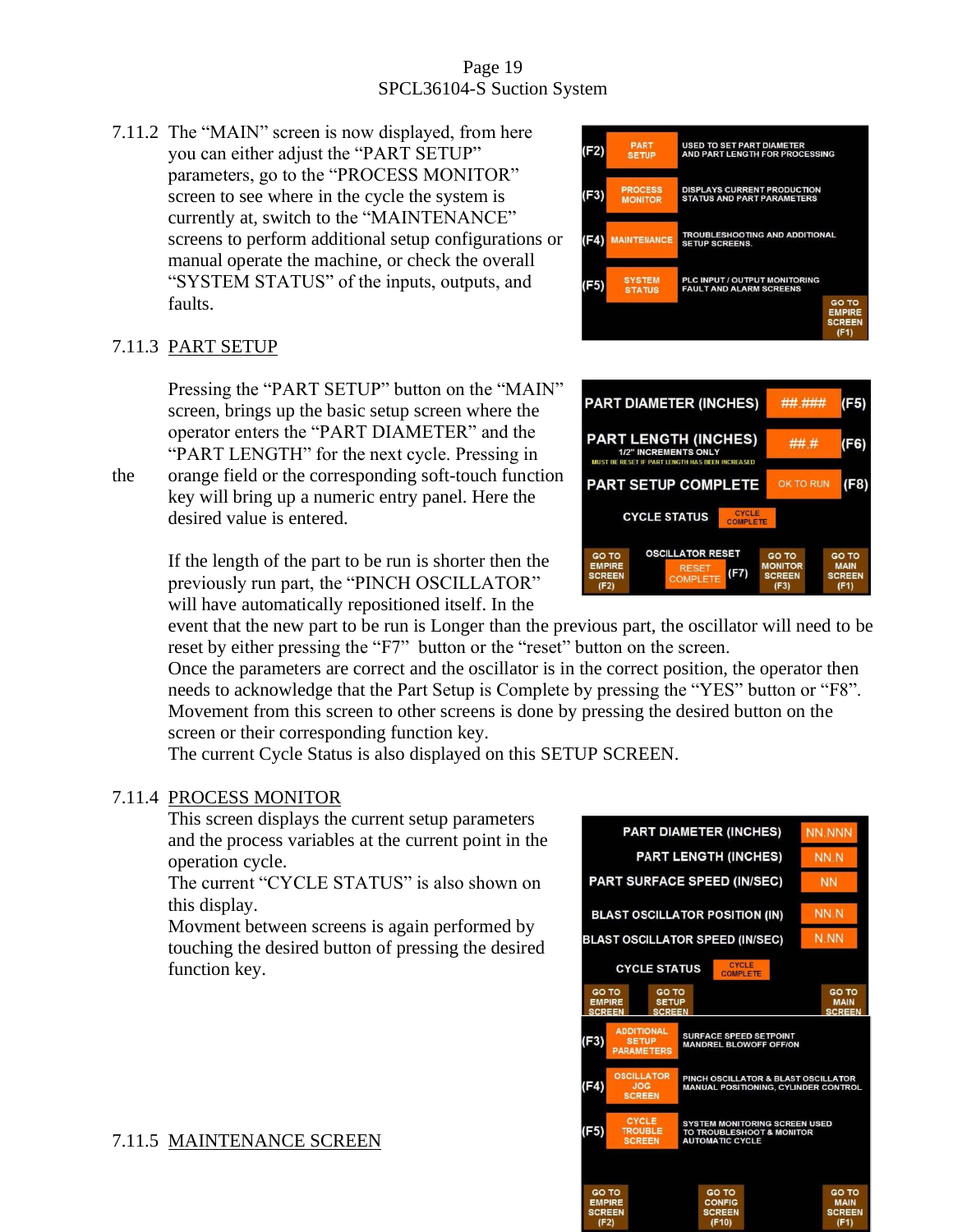7.11.2 The "MAIN" screen is now displayed, from here you can either adjust the "PART SETUP" parameters, go to the "PROCESS MONITOR" screen to see where in the cycle the system is currently at, switch to the "MAINTENANCE" screens to perform additional setup configurations or manual operate the machine, or check the overall "SYSTEM STATUS" of the inputs, outputs, and faults.

| | | |
|---|---|---|
| (F2) | PART SETUP | USED TO SET PART DIAMETER AND PART LENGTH FOR PROCESSING |
| (F3) | PROCESS MONITOR | DISPLAYS CURRENT PRODUCTION STATUS AND PART PARAMETERS |
| (F4) | MAINTENANCE | TROUBLESHOOTING AND ADDITIONAL SETUP SCREENS. |
| (F5) | SYSTEM STATUS | PLC INPUT / OUTPUT MONITORING FAULT AND ALARM SCREENS |
| | | GO TO EMPIRE SCREEN (F1) |

7.11.3 PART SETUP

Pressing the "PART SETUP" button on the "MAIN" screen, brings up the basic setup screen where the operator enters the "PART DIAMETER" and the "PART LENGTH" for the next cycle. Pressing in the orange field or the corresponding soft-touch function key will bring up a numeric entry panel. Here the desired value is entered.

| | | |
|---|---|---|
| PART DIAMETER (INCHES) | ##.### | (F5) |
| PART LENGTH (INCHES) 1/2" INCREMENTS ONLY MUST BE RESET IF PART LENGTH HAS BEEN INCREASED | ##.# | (F6) |
| PART SETUP COMPLETE | OK TO RUN | (F8) |
| CYCLE STATUS | CYCLE COMPLETE | |
| GO TO EMPIRE SCREEN (F2) | OSCILLATOR RESET: RESET COMPLETE (F7) | GO TO MONITOR SCREEN (F3) / GO TO MAIN SCREEN (F1) |

If the length of the part to be run is shorter then the previously run part, the "PINCH OSCILLATOR" will have automatically repositioned itself. In the event that the new part to be run is Longer than the previous part, the oscillator will need to be reset by either pressing the "F7" button or the "reset" button on the screen.
Once the parameters are correct and the oscillator is in the correct position, the operator then needs to acknowledge that the Part Setup is Complete by pressing the "YES" button or "F8".
Movement from this screen to other screens is done by pressing the desired button on the screen or their corresponding function key.
The current Cycle Status is also displayed on this SETUP SCREEN.

7.11.4 PROCESS MONITOR

This screen displays the current setup parameters and the process variables at the current point in the operation cycle.
The current "CYCLE STATUS" is also shown on this display.
Movment between screens is again performed by touching the desired button of pressing the desired function key.

| | |
|---|---|
| PART DIAMETER (INCHES) | NN.NNN |
| PART LENGTH (INCHES) | NN.N |
| PART SURFACE SPEED (IN/SEC) | NN |
| BLAST OSCILLATOR POSITION (IN) | NN.N |
| BLAST OSCILLATOR SPEED (IN/SEC) | N.NN |
| CYCLE STATUS | CYCLE COMPLETE |
| GO TO EMPIRE SCREEN / GO TO SETUP SCREEN | GO TO MAIN SCREEN |

7.11.5 MAINTENANCE SCREEN

| | | |
|---|---|---|
| (F3) | ADDITIONAL SETUP PARAMETERS | SURFACE SPEED SETPOINT MANDREL BLOWOFF OFF/ON |
| (F4) | OSCILLATOR JOG SCREEN | PINCH OSCILLATOR & BLAST OSCILLATOR MANUAL POSITIONING, CYLINDER CONTROL |
| (F5) | CYCLE TROUBLE SCREEN | SYSTEM MONITORING SCREEN USED TO TROUBLESHOOT & MONITOR AUTOMATIC CYCLE |
| GO TO EMPIRE SCREEN (F2) | GO TO CONFIG SCREEN (F10) | GO TO MAIN SCREEN (F1) |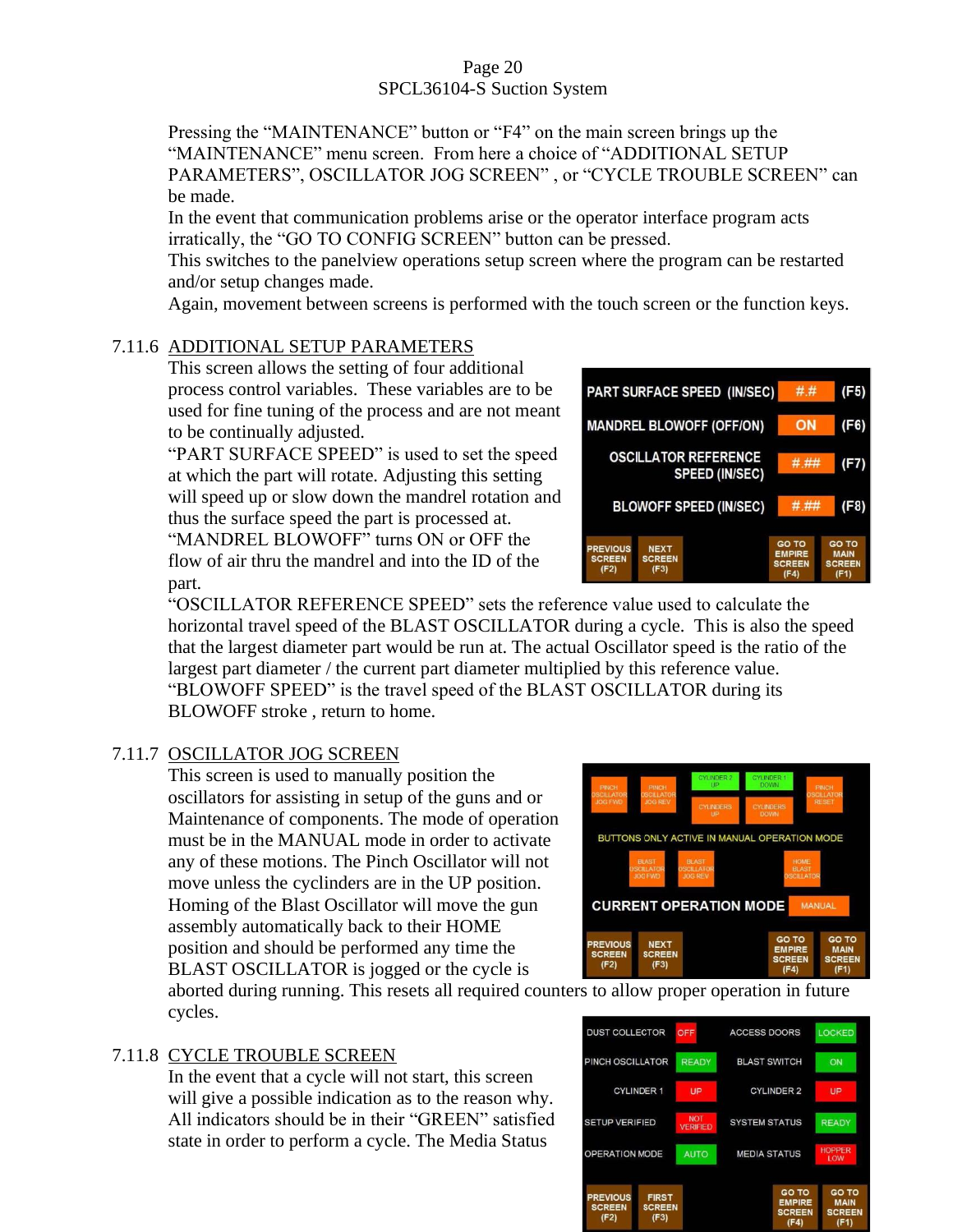Pressing the "MAINTENANCE" button or "F4" on the main screen brings up the "MAINTENANCE" menu screen. From here a choice of "ADDITIONAL SETUP PARAMETERS", OSCILLATOR JOG SCREEN" , or "CYCLE TROUBLE SCREEN" can be made.

In the event that communication problems arise or the operator interface program acts irratically, the "GO TO CONFIG SCREEN" button can be pressed.

This switches to the panelview operations setup screen where the program can be restarted and/or setup changes made.

Again, movement between screens is performed with the touch screen or the function keys.

## 7.11.6 ADDITIONAL SETUP PARAMETERS

This screen allows the setting of four additional process control variables. These variables are to be used for fine tuning of the process and are not meant to be continually adjusted.

"PART SURFACE SPEED" is used to set the speed at which the part will rotate. Adjusting this setting will speed up or slow down the mandrel rotation and thus the surface speed the part is processed at.

"MANDREL BLOWOFF" turns ON or OFF the flow of air thru the mandrel and into the ID of the part.

"OSCILLATOR REFERENCE SPEED" sets the reference value used to calculate the horizontal travel speed of the BLAST OSCILLATOR during a cycle. This is also the speed that the largest diameter part would be run at. The actual Oscillator speed is the ratio of the largest part diameter / the current part diameter multiplied by this reference value.

"BLOWOFF SPEED" is the travel speed of the BLAST OSCILLATOR during its BLOWOFF stroke , return to home.

## 7.11.7 OSCILLATOR JOG SCREEN

This screen is used to manually position the oscillators for assisting in setup of the guns and or Maintenance of components. The mode of operation must be in the MANUAL mode in order to activate any of these motions. The Pinch Oscillator will not move unless the cyclinders are in the UP position. Homing of the Blast Oscillator will move the gun assembly automatically back to their HOME position and should be performed any time the BLAST OSCILLATOR is jogged or the cycle is aborted during running. This resets all required counters to allow proper operation in future cycles.

## 7.11.8 CYCLE TROUBLE SCREEN

In the event that a cycle will not start, this screen will give a possible indication as to the reason why. All indicators should be in their "GREEN" satisfied state in order to perform a cycle. The Media Status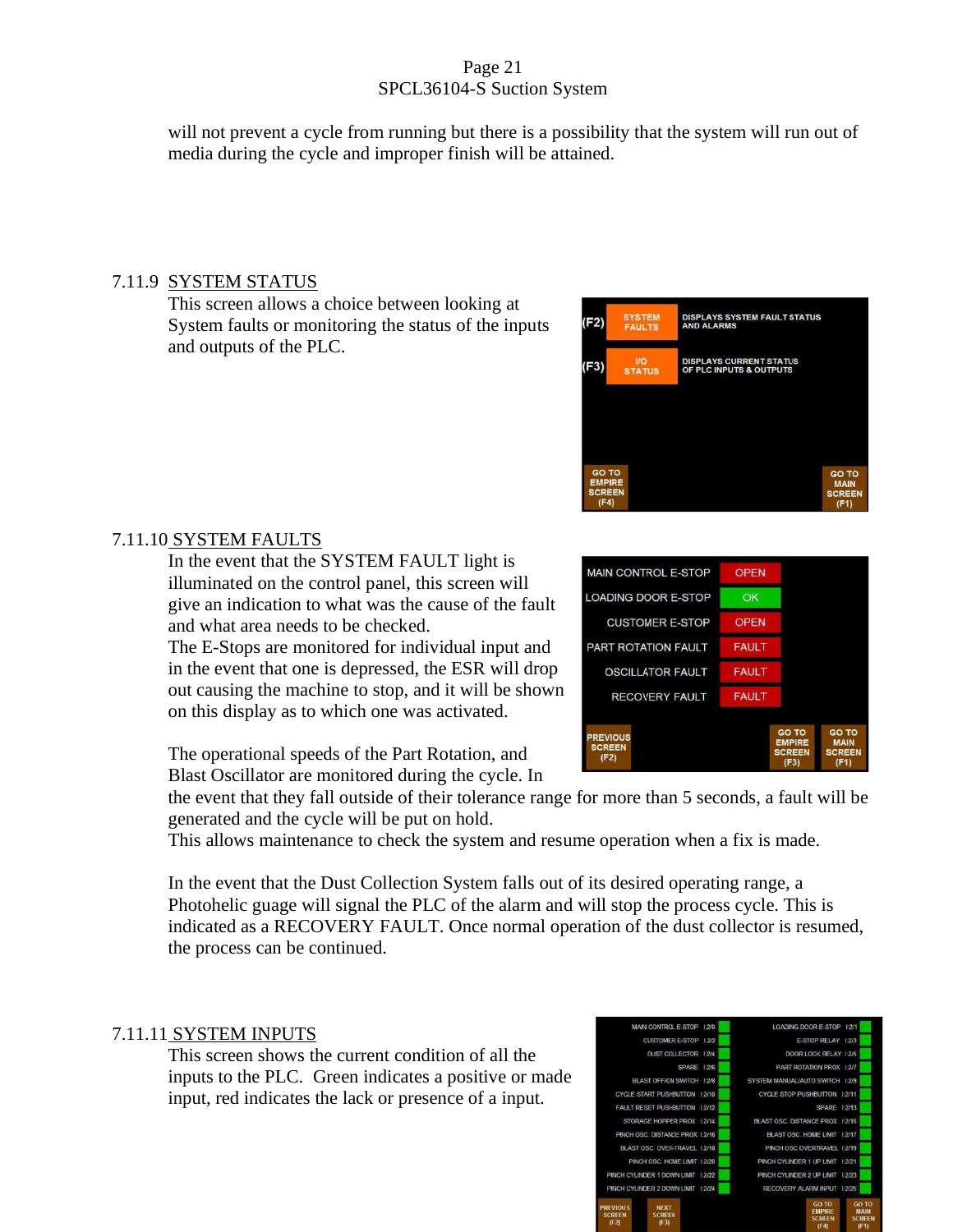will not prevent a cycle from running but there is a possibility that the system will run out of media during the cycle and improper finish will be attained.

## 7.11.9 SYSTEM STATUS

This screen allows a choice between looking at System faults or monitoring the status of the inputs and outputs of the PLC.

## 7.11.10 SYSTEM FAULTS

In the event that the SYSTEM FAULT light is illuminated on the control panel, this screen will give an indication to what was the cause of the fault and what area needs to be checked.

The E-Stops are monitored for individual input and in the event that one is depressed, the ESR will drop out causing the machine to stop, and it will be shown on this display as to which one was activated.

The operational speeds of the Part Rotation, and Blast Oscillator are monitored during the cycle. In the event that they fall outside of their tolerance range for more than 5 seconds, a fault will be generated and the cycle will be put on hold.

This allows maintenance to check the system and resume operation when a fix is made.

In the event that the Dust Collection System falls out of its desired operating range, a Photohelic guage will signal the PLC of the alarm and will stop the process cycle. This is indicated as a RECOVERY FAULT. Once normal operation of the dust collector is resumed, the process can be continued.

## 7.11.11 SYSTEM INPUTS

This screen shows the current condition of all the inputs to the PLC. Green indicates a positive or made input, red indicates the lack or presence of a input.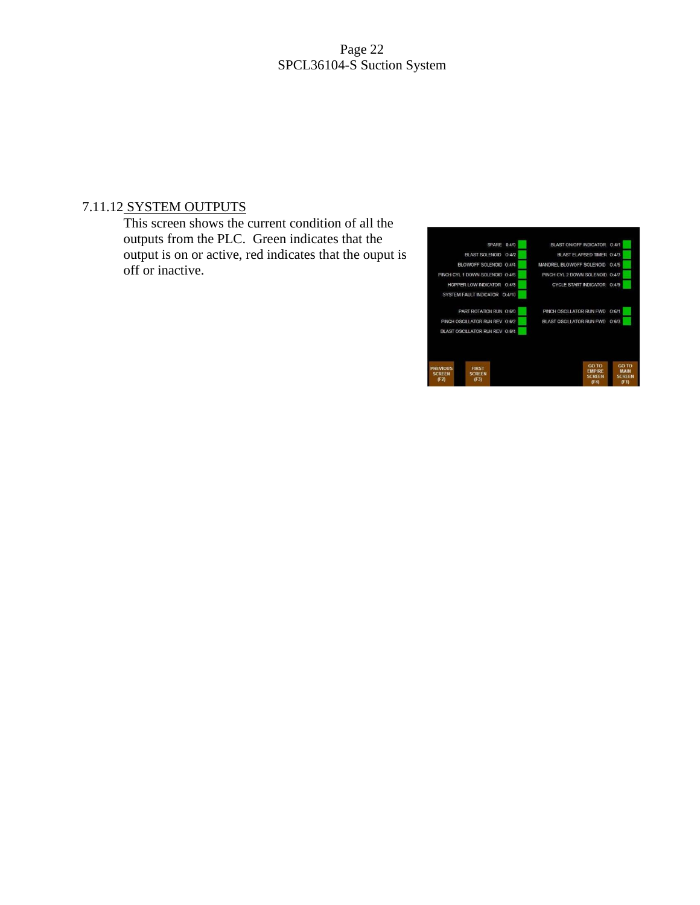### 7.11.12 SYSTEM OUTPUTS

This screen shows the current condition of all the outputs from the PLC. Green indicates that the output is on or active, red indicates that the ouput is off or inactive.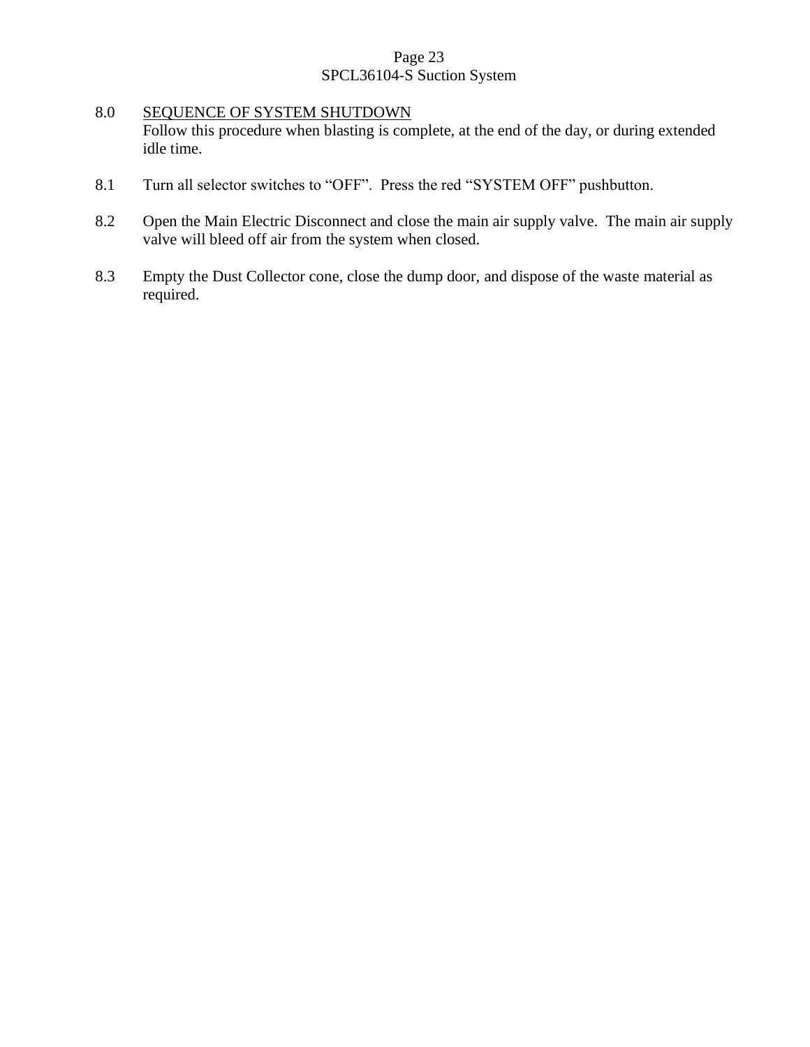## 8.0 SEQUENCE OF SYSTEM SHUTDOWN

Follow this procedure when blasting is complete, at the end of the day, or during extended idle time.

8.1 Turn all selector switches to “OFF”. Press the red “SYSTEM OFF” pushbutton.

8.2 Open the Main Electric Disconnect and close the main air supply valve. The main air supply valve will bleed off air from the system when closed.

8.3 Empty the Dust Collector cone, close the dump door, and dispose of the waste material as required.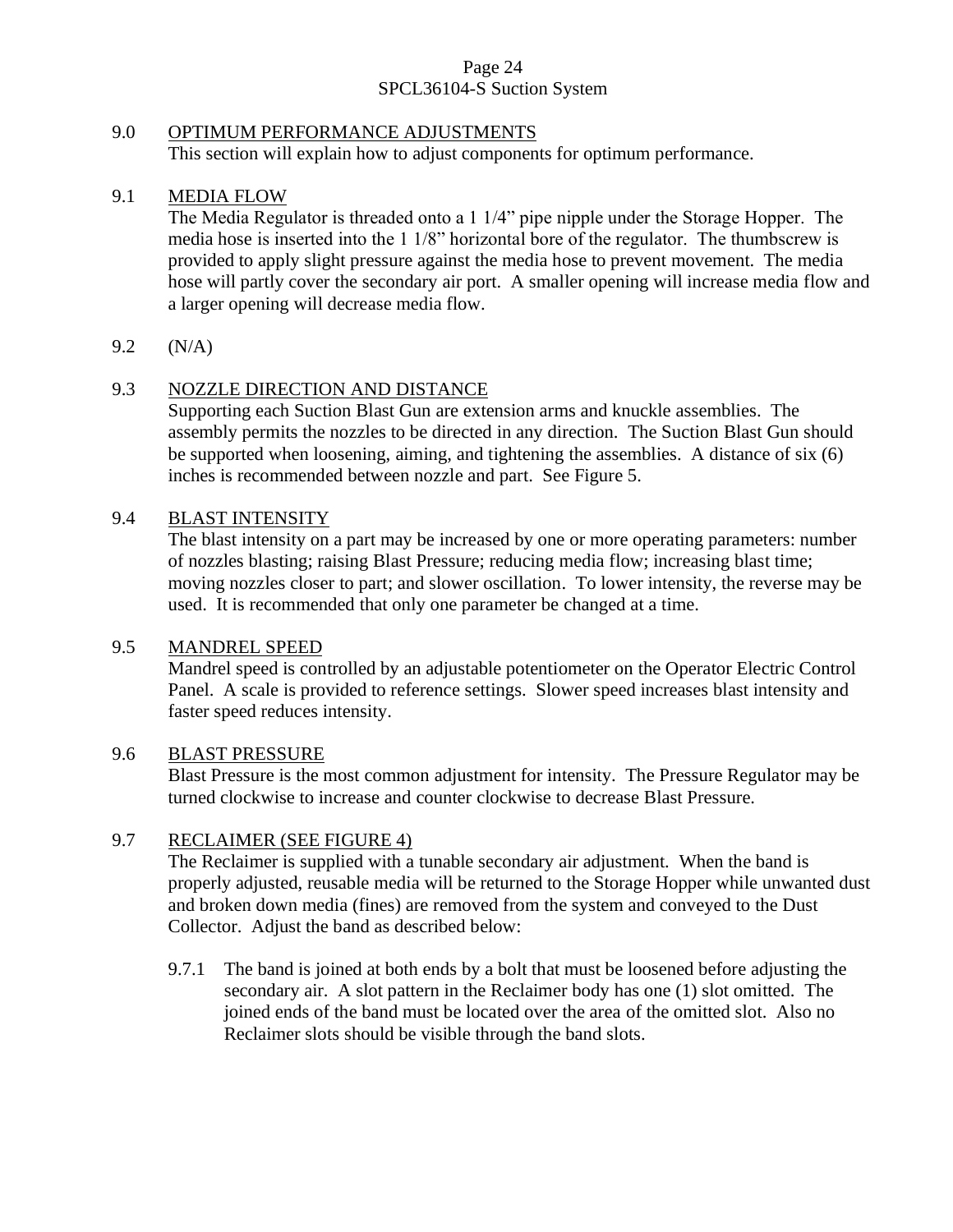## 9.0 OPTIMUM PERFORMANCE ADJUSTMENTS

This section will explain how to adjust components for optimum performance.

### 9.1 MEDIA FLOW

The Media Regulator is threaded onto a 1 1/4" pipe nipple under the Storage Hopper. The media hose is inserted into the 1 1/8" horizontal bore of the regulator. The thumbscrew is provided to apply slight pressure against the media hose to prevent movement. The media hose will partly cover the secondary air port. A smaller opening will increase media flow and a larger opening will decrease media flow.

### 9.2 (N/A)

### 9.3 NOZZLE DIRECTION AND DISTANCE

Supporting each Suction Blast Gun are extension arms and knuckle assemblies. The assembly permits the nozzles to be directed in any direction. The Suction Blast Gun should be supported when loosening, aiming, and tightening the assemblies. A distance of six (6) inches is recommended between nozzle and part. See Figure 5.

### 9.4 BLAST INTENSITY

The blast intensity on a part may be increased by one or more operating parameters: number of nozzles blasting; raising Blast Pressure; reducing media flow; increasing blast time; moving nozzles closer to part; and slower oscillation. To lower intensity, the reverse may be used. It is recommended that only one parameter be changed at a time.

### 9.5 MANDREL SPEED

Mandrel speed is controlled by an adjustable potentiometer on the Operator Electric Control Panel. A scale is provided to reference settings. Slower speed increases blast intensity and faster speed reduces intensity.

### 9.6 BLAST PRESSURE

Blast Pressure is the most common adjustment for intensity. The Pressure Regulator may be turned clockwise to increase and counter clockwise to decrease Blast Pressure.

### 9.7 RECLAIMER (SEE FIGURE 4)

The Reclaimer is supplied with a tunable secondary air adjustment. When the band is properly adjusted, reusable media will be returned to the Storage Hopper while unwanted dust and broken down media (fines) are removed from the system and conveyed to the Dust Collector. Adjust the band as described below:

9.7.1 The band is joined at both ends by a bolt that must be loosened before adjusting the secondary air. A slot pattern in the Reclaimer body has one (1) slot omitted. The joined ends of the band must be located over the area of the omitted slot. Also no Reclaimer slots should be visible through the band slots.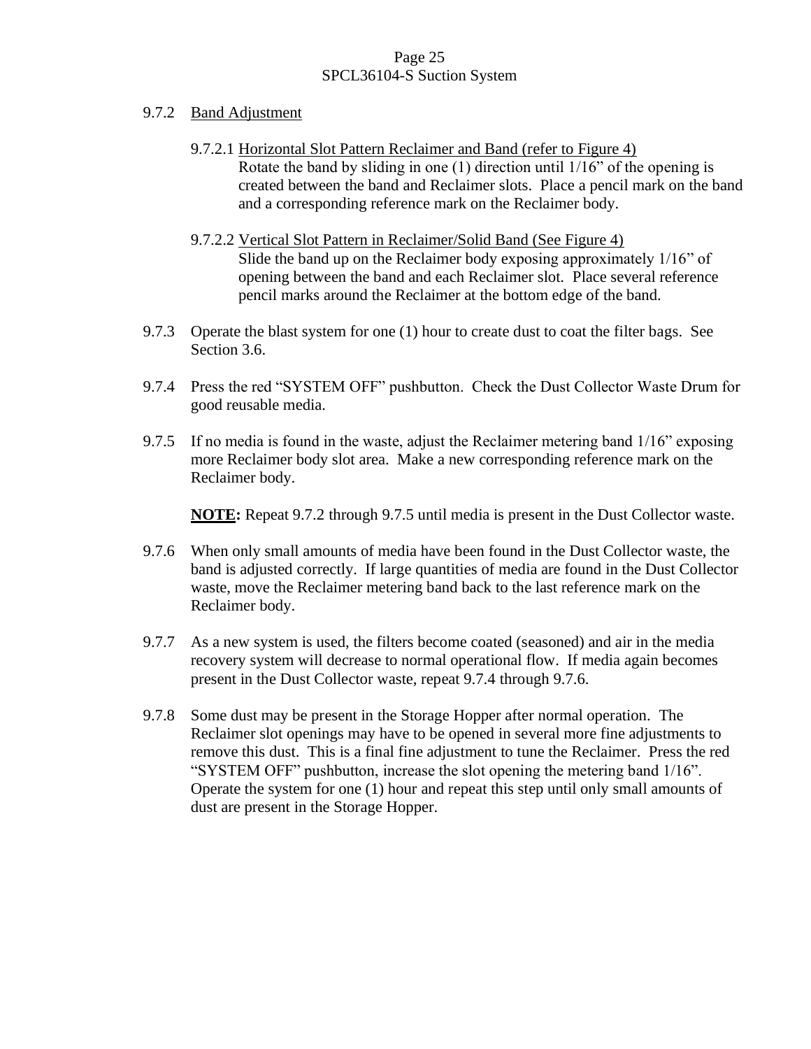9.7.2 <u>Band Adjustment</u>

9.7.2.1 <u>Horizontal Slot Pattern Reclaimer and Band (refer to Figure 4)</u>
Rotate the band by sliding in one (1) direction until 1/16" of the opening is created between the band and Reclaimer slots. Place a pencil mark on the band and a corresponding reference mark on the Reclaimer body.

9.7.2.2 <u>Vertical Slot Pattern in Reclaimer/Solid Band (See Figure 4)</u>
Slide the band up on the Reclaimer body exposing approximately 1/16" of opening between the band and each Reclaimer slot. Place several reference pencil marks around the Reclaimer at the bottom edge of the band.

9.7.3 Operate the blast system for one (1) hour to create dust to coat the filter bags. See Section 3.6.

9.7.4 Press the red "SYSTEM OFF" pushbutton. Check the Dust Collector Waste Drum for good reusable media.

9.7.5 If no media is found in the waste, adjust the Reclaimer metering band 1/16" exposing more Reclaimer body slot area. Make a new corresponding reference mark on the Reclaimer body.

**<u>NOTE</u>:** Repeat 9.7.2 through 9.7.5 until media is present in the Dust Collector waste.

9.7.6 When only small amounts of media have been found in the Dust Collector waste, the band is adjusted correctly. If large quantities of media are found in the Dust Collector waste, move the Reclaimer metering band back to the last reference mark on the Reclaimer body.

9.7.7 As a new system is used, the filters become coated (seasoned) and air in the media recovery system will decrease to normal operational flow. If media again becomes present in the Dust Collector waste, repeat 9.7.4 through 9.7.6.

9.7.8 Some dust may be present in the Storage Hopper after normal operation. The Reclaimer slot openings may have to be opened in several more fine adjustments to remove this dust. This is a final fine adjustment to tune the Reclaimer. Press the red "SYSTEM OFF" pushbutton, increase the slot opening the metering band 1/16". Operate the system for one (1) hour and repeat this step until only small amounts of dust are present in the Storage Hopper.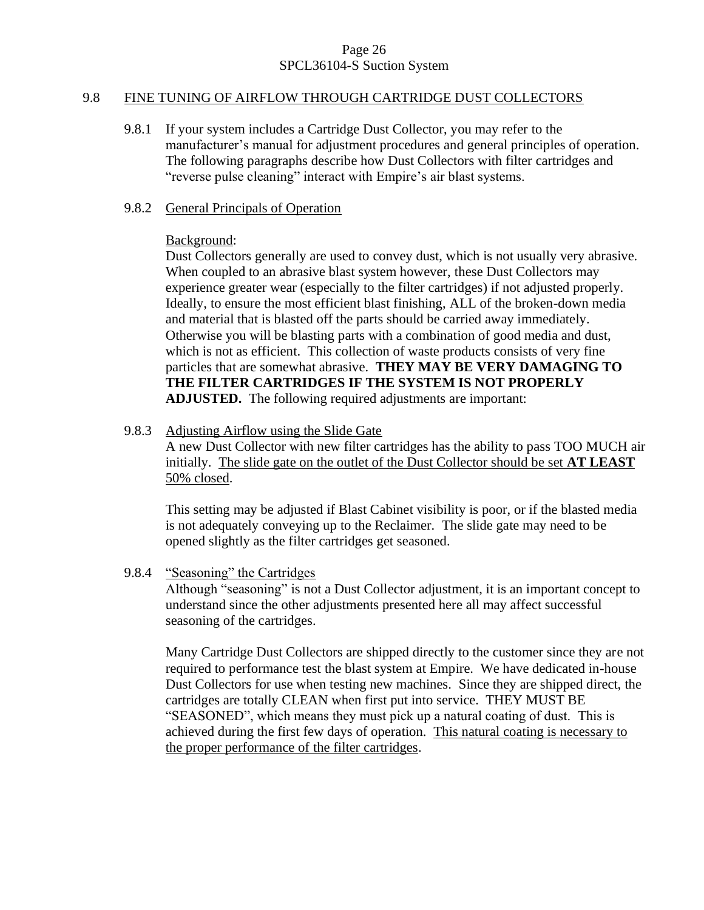## 9.8 FINE TUNING OF AIRFLOW THROUGH CARTRIDGE DUST COLLECTORS

9.8.1 If your system includes a Cartridge Dust Collector, you may refer to the manufacturer's manual for adjustment procedures and general principles of operation. The following paragraphs describe how Dust Collectors with filter cartridges and "reverse pulse cleaning" interact with Empire's air blast systems.

### 9.8.2 General Principals of Operation

Background:
Dust Collectors generally are used to convey dust, which is not usually very abrasive. When coupled to an abrasive blast system however, these Dust Collectors may experience greater wear (especially to the filter cartridges) if not adjusted properly. Ideally, to ensure the most efficient blast finishing, ALL of the broken-down media and material that is blasted off the parts should be carried away immediately. Otherwise you will be blasting parts with a combination of good media and dust, which is not as efficient. This collection of waste products consists of very fine particles that are somewhat abrasive. **THEY MAY BE VERY DAMAGING TO THE FILTER CARTRIDGES IF THE SYSTEM IS NOT PROPERLY ADJUSTED.** The following required adjustments are important:

### 9.8.3 Adjusting Airflow using the Slide Gate

A new Dust Collector with new filter cartridges has the ability to pass TOO MUCH air initially. The slide gate on the outlet of the Dust Collector should be set **AT LEAST** 50% closed.

This setting may be adjusted if Blast Cabinet visibility is poor, or if the blasted media is not adequately conveying up to the Reclaimer. The slide gate may need to be opened slightly as the filter cartridges get seasoned.

### 9.8.4 "Seasoning" the Cartridges

Although "seasoning" is not a Dust Collector adjustment, it is an important concept to understand since the other adjustments presented here all may affect successful seasoning of the cartridges.

Many Cartridge Dust Collectors are shipped directly to the customer since they are not required to performance test the blast system at Empire. We have dedicated in-house Dust Collectors for use when testing new machines. Since they are shipped direct, the cartridges are totally CLEAN when first put into service. THEY MUST BE "SEASONED", which means they must pick up a natural coating of dust. This is achieved during the first few days of operation. This natural coating is necessary to the proper performance of the filter cartridges.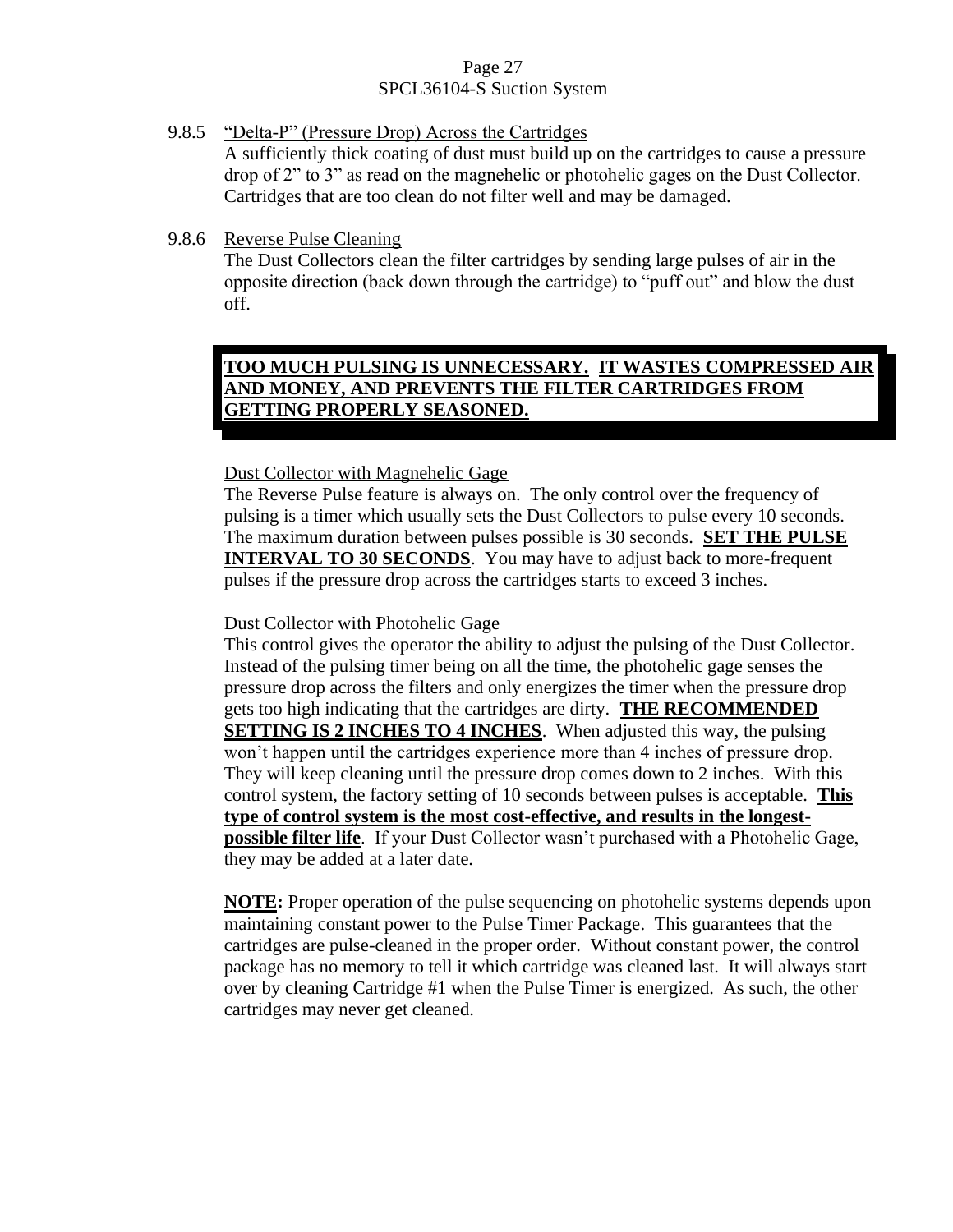9.8.5 <u>"Delta-P" (Pressure Drop) Across the Cartridges</u>

A sufficiently thick coating of dust must build up on the cartridges to cause a pressure drop of 2" to 3" as read on the magnehelic or photohelic gages on the Dust Collector. <u>Cartridges that are too clean do not filter well and may be damaged.</u>

9.8.6 <u>Reverse Pulse Cleaning</u>

The Dust Collectors clean the filter cartridges by sending large pulses of air in the opposite direction (back down through the cartridge) to "puff out" and blow the dust off.

> **<u>TOO MUCH PULSING IS UNNECESSARY. IT WASTES COMPRESSED AIR AND MONEY, AND PREVENTS THE FILTER CARTRIDGES FROM GETTING PROPERLY SEASONED.</u>**

<u>Dust Collector with Magnehelic Gage</u>

The Reverse Pulse feature is always on. The only control over the frequency of pulsing is a timer which usually sets the Dust Collectors to pulse every 10 seconds. The maximum duration between pulses possible is 30 seconds. **<u>SET THE PULSE INTERVAL TO 30 SECONDS</u>**. You may have to adjust back to more-frequent pulses if the pressure drop across the cartridges starts to exceed 3 inches.

<u>Dust Collector with Photohelic Gage</u>

This control gives the operator the ability to adjust the pulsing of the Dust Collector. Instead of the pulsing timer being on all the time, the photohelic gage senses the pressure drop across the filters and only energizes the timer when the pressure drop gets too high indicating that the cartridges are dirty. **<u>THE RECOMMENDED SETTING IS 2 INCHES TO 4 INCHES</u>**. When adjusted this way, the pulsing won't happen until the cartridges experience more than 4 inches of pressure drop. They will keep cleaning until the pressure drop comes down to 2 inches. With this control system, the factory setting of 10 seconds between pulses is acceptable. **<u>This type of control system is the most cost-effective, and results in the longest-possible filter life</u>**. If your Dust Collector wasn't purchased with a Photohelic Gage, they may be added at a later date.

**<u>NOTE</u>:** Proper operation of the pulse sequencing on photohelic systems depends upon maintaining constant power to the Pulse Timer Package. This guarantees that the cartridges are pulse-cleaned in the proper order. Without constant power, the control package has no memory to tell it which cartridge was cleaned last. It will always start over by cleaning Cartridge #1 when the Pulse Timer is energized. As such, the other cartridges may never get cleaned.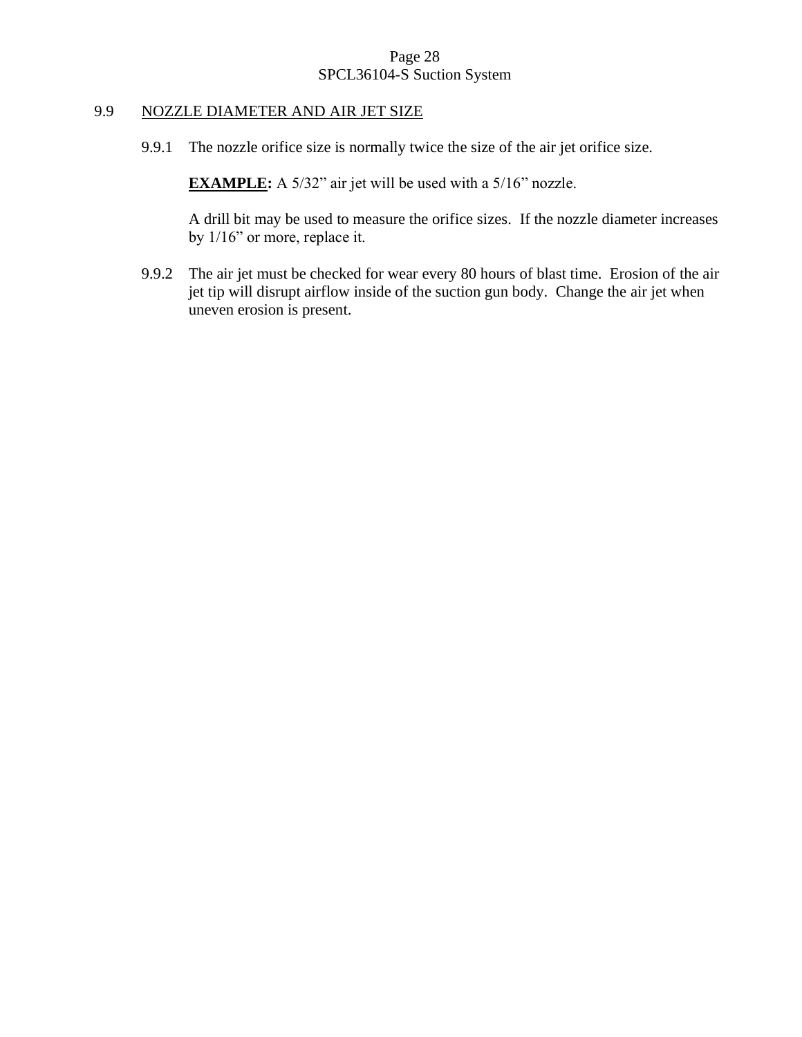## 9.9 NOZZLE DIAMETER AND AIR JET SIZE

9.9.1 The nozzle orifice size is normally twice the size of the air jet orifice size.

**EXAMPLE:** A 5/32" air jet will be used with a 5/16" nozzle.

A drill bit may be used to measure the orifice sizes. If the nozzle diameter increases by 1/16" or more, replace it.

9.9.2 The air jet must be checked for wear every 80 hours of blast time. Erosion of the air jet tip will disrupt airflow inside of the suction gun body. Change the air jet when uneven erosion is present.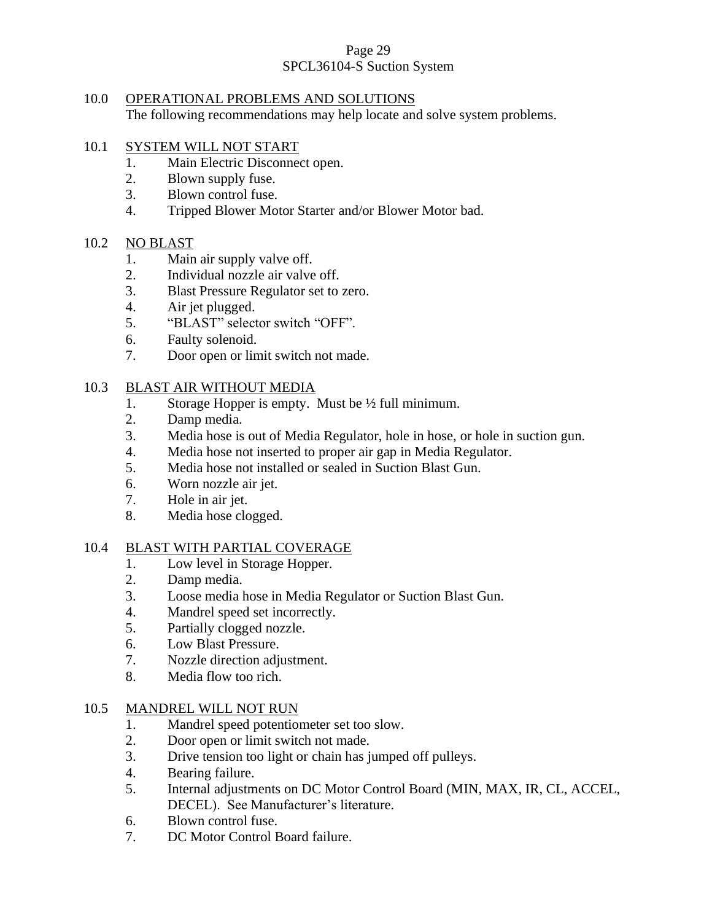## 10.0 OPERATIONAL PROBLEMS AND SOLUTIONS

The following recommendations may help locate and solve system problems.

### 10.1 SYSTEM WILL NOT START

1. Main Electric Disconnect open.
2. Blown supply fuse.
3. Blown control fuse.
4. Tripped Blower Motor Starter and/or Blower Motor bad.

### 10.2 NO BLAST

1. Main air supply valve off.
2. Individual nozzle air valve off.
3. Blast Pressure Regulator set to zero.
4. Air jet plugged.
5. "BLAST" selector switch "OFF".
6. Faulty solenoid.
7. Door open or limit switch not made.

### 10.3 BLAST AIR WITHOUT MEDIA

1. Storage Hopper is empty. Must be ½ full minimum.
2. Damp media.
3. Media hose is out of Media Regulator, hole in hose, or hole in suction gun.
4. Media hose not inserted to proper air gap in Media Regulator.
5. Media hose not installed or sealed in Suction Blast Gun.
6. Worn nozzle air jet.
7. Hole in air jet.
8. Media hose clogged.

### 10.4 BLAST WITH PARTIAL COVERAGE

1. Low level in Storage Hopper.
2. Damp media.
3. Loose media hose in Media Regulator or Suction Blast Gun.
4. Mandrel speed set incorrectly.
5. Partially clogged nozzle.
6. Low Blast Pressure.
7. Nozzle direction adjustment.
8. Media flow too rich.

### 10.5 MANDREL WILL NOT RUN

1. Mandrel speed potentiometer set too slow.
2. Door open or limit switch not made.
3. Drive tension too light or chain has jumped off pulleys.
4. Bearing failure.
5. Internal adjustments on DC Motor Control Board (MIN, MAX, IR, CL, ACCEL, DECEL). See Manufacturer's literature.
6. Blown control fuse.
7. DC Motor Control Board failure.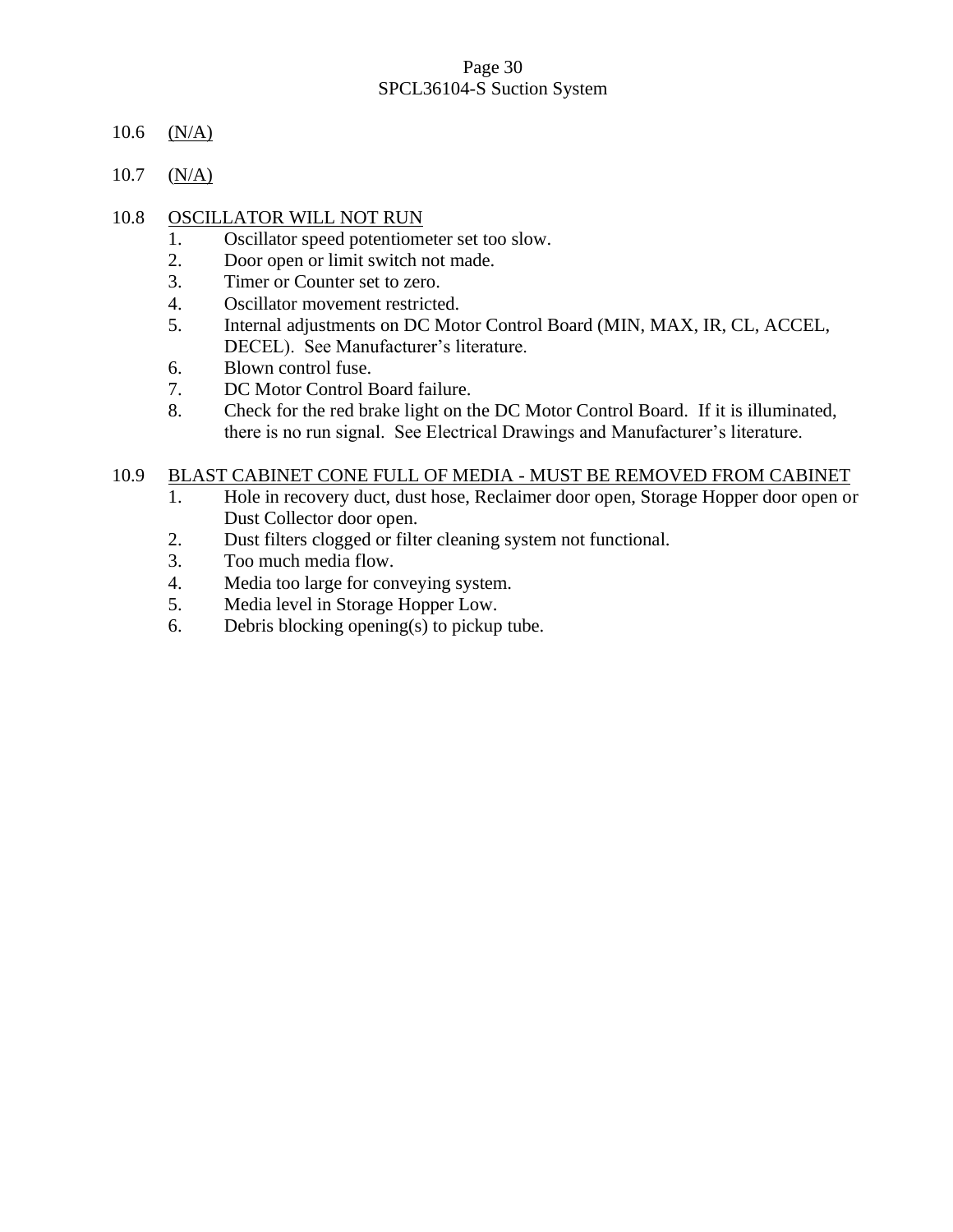10.6 (N/A)

10.7 (N/A)

10.8 OSCILLATOR WILL NOT RUN

1. Oscillator speed potentiometer set too slow.
2. Door open or limit switch not made.
3. Timer or Counter set to zero.
4. Oscillator movement restricted.
5. Internal adjustments on DC Motor Control Board (MIN, MAX, IR, CL, ACCEL, DECEL). See Manufacturer's literature.
6. Blown control fuse.
7. DC Motor Control Board failure.
8. Check for the red brake light on the DC Motor Control Board. If it is illuminated, there is no run signal. See Electrical Drawings and Manufacturer's literature.

10.9 BLAST CABINET CONE FULL OF MEDIA - MUST BE REMOVED FROM CABINET

1. Hole in recovery duct, dust hose, Reclaimer door open, Storage Hopper door open or Dust Collector door open.
2. Dust filters clogged or filter cleaning system not functional.
3. Too much media flow.
4. Media too large for conveying system.
5. Media level in Storage Hopper Low.
6. Debris blocking opening(s) to pickup tube.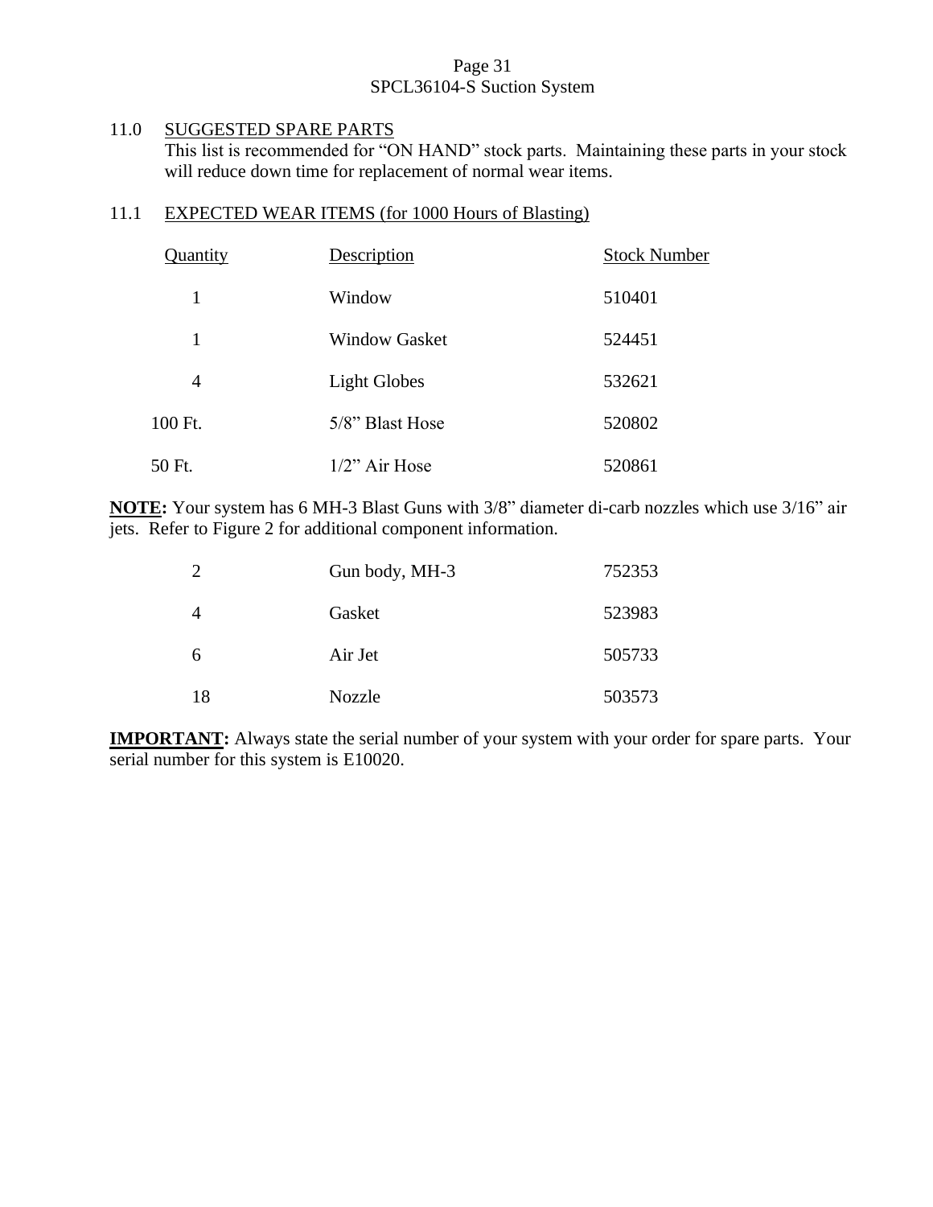## 11.0 SUGGESTED SPARE PARTS

This list is recommended for "ON HAND" stock parts. Maintaining these parts in your stock will reduce down time for replacement of normal wear items.

### 11.1 EXPECTED WEAR ITEMS (for 1000 Hours of Blasting)

| Quantity | Description | Stock Number |
|---|---|---|
| 1 | Window | 510401 |
| 1 | Window Gasket | 524451 |
| 4 | Light Globes | 532621 |
| 100 Ft. | 5/8" Blast Hose | 520802 |
| 50 Ft. | 1/2" Air Hose | 520861 |

**NOTE:** Your system has 6 MH-3 Blast Guns with 3/8" diameter di-carb nozzles which use 3/16" air jets. Refer to Figure 2 for additional component information.

| Quantity | Description | Stock Number |
|---|---|---|
| 2 | Gun body, MH-3 | 752353 |
| 4 | Gasket | 523983 |
| 6 | Air Jet | 505733 |
| 18 | Nozzle | 503573 |

**IMPORTANT:** Always state the serial number of your system with your order for spare parts. Your serial number for this system is E10020.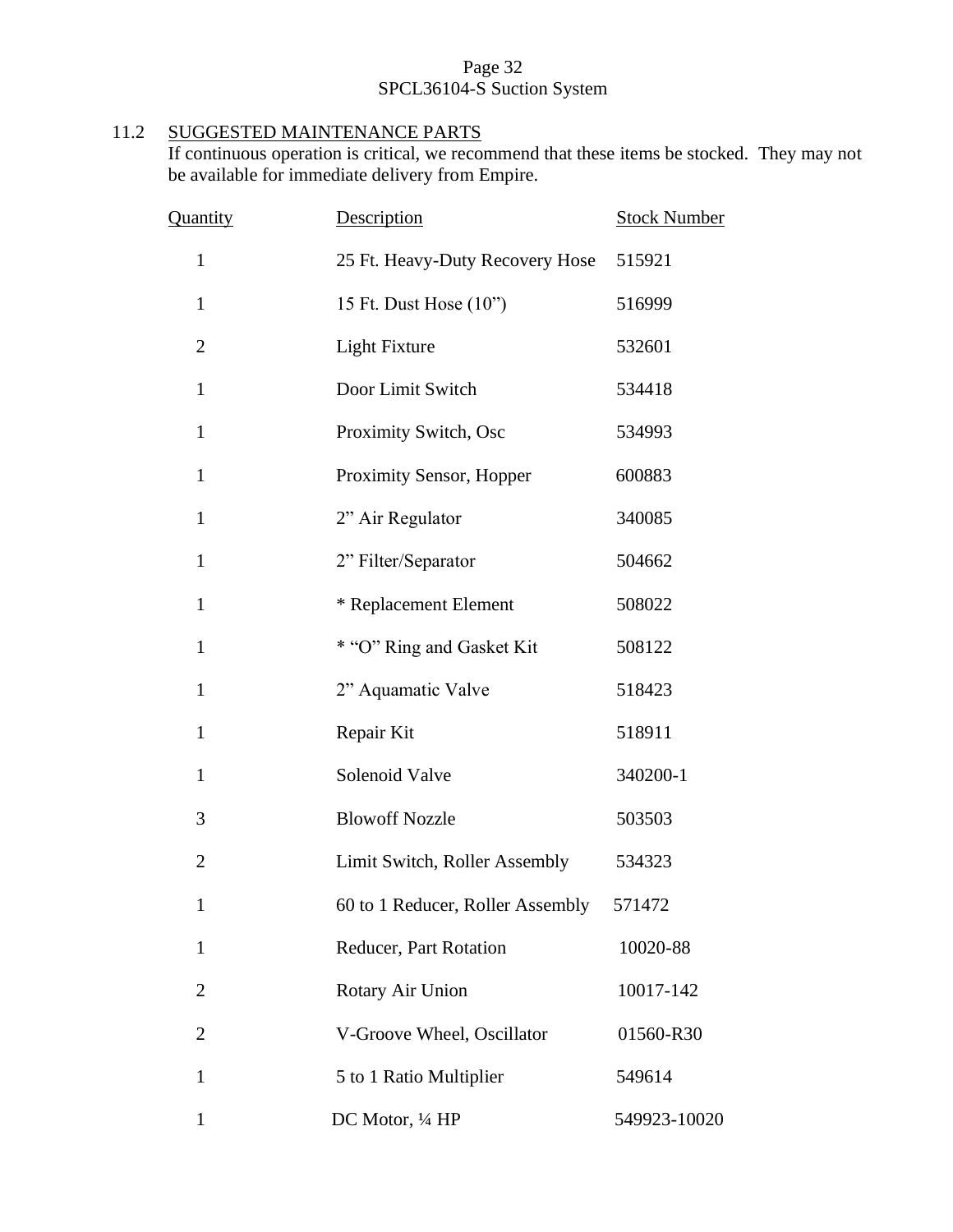## 11.2 SUGGESTED MAINTENANCE PARTS

If continuous operation is critical, we recommend that these items be stocked. They may not be available for immediate delivery from Empire.

| Quantity | Description | Stock Number |
|---|---|---|
| 1 | 25 Ft. Heavy-Duty Recovery Hose | 515921 |
| 1 | 15 Ft. Dust Hose (10") | 516999 |
| 2 | Light Fixture | 532601 |
| 1 | Door Limit Switch | 534418 |
| 1 | Proximity Switch, Osc | 534993 |
| 1 | Proximity Sensor, Hopper | 600883 |
| 1 | 2" Air Regulator | 340085 |
| 1 | 2" Filter/Separator | 504662 |
| 1 | * Replacement Element | 508022 |
| 1 | * "O" Ring and Gasket Kit | 508122 |
| 1 | 2" Aquamatic Valve | 518423 |
| 1 | Repair Kit | 518911 |
| 1 | Solenoid Valve | 340200-1 |
| 3 | Blowoff Nozzle | 503503 |
| 2 | Limit Switch, Roller Assembly | 534323 |
| 1 | 60 to 1 Reducer, Roller Assembly | 571472 |
| 1 | Reducer, Part Rotation | 10020-88 |
| 2 | Rotary Air Union | 10017-142 |
| 2 | V-Groove Wheel, Oscillator | 01560-R30 |
| 1 | 5 to 1 Ratio Multiplier | 549614 |
| 1 | DC Motor, ¼ HP | 549923-10020 |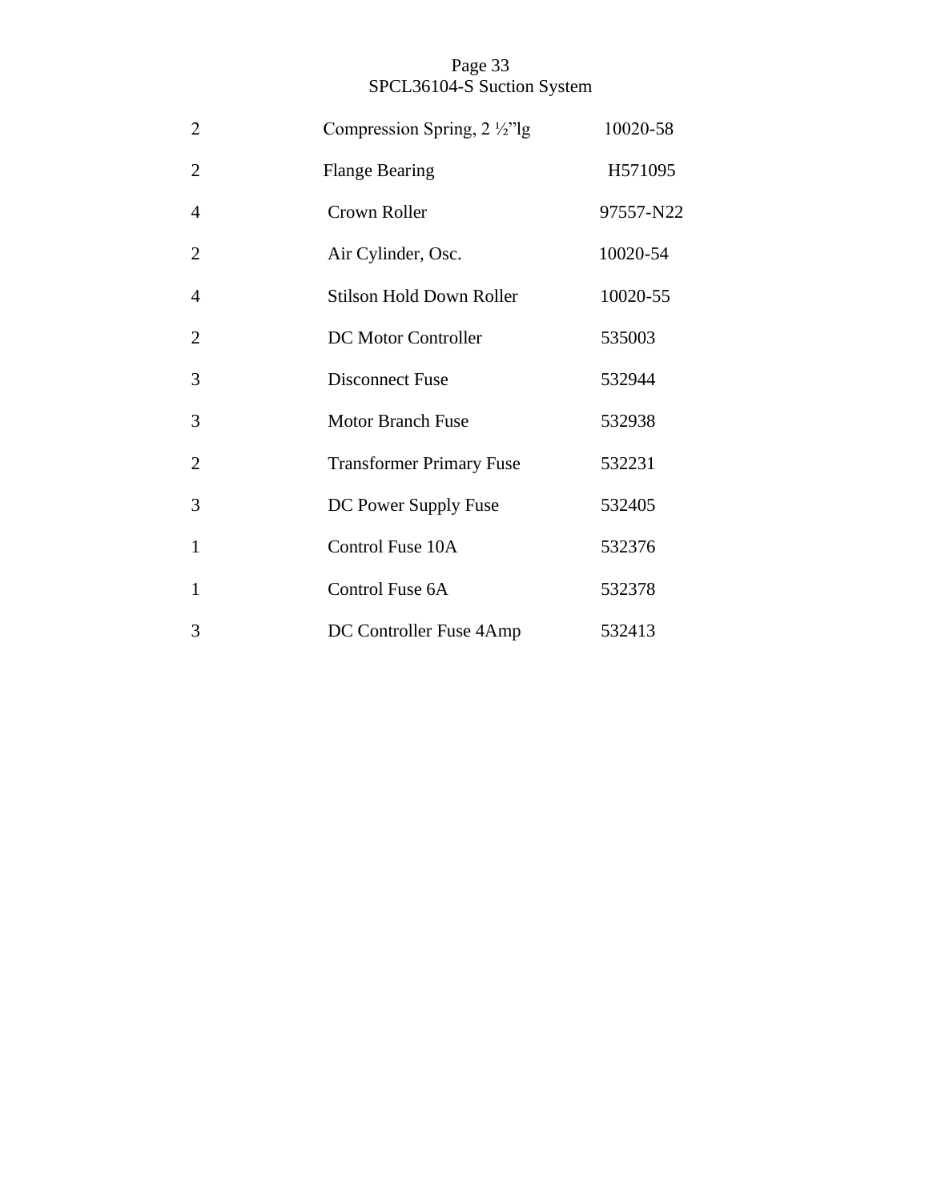SPCL36104-S Suction System

| | | |
|---|---|---|
| 2 | Compression Spring, 2 ½"lg | 10020-58 |
| 2 | Flange Bearing | H571095 |
| 4 | Crown Roller | 97557-N22 |
| 2 | Air Cylinder, Osc. | 10020-54 |
| 4 | Stilson Hold Down Roller | 10020-55 |
| 2 | DC Motor Controller | 535003 |
| 3 | Disconnect Fuse | 532944 |
| 3 | Motor Branch Fuse | 532938 |
| 2 | Transformer Primary Fuse | 532231 |
| 3 | DC Power Supply Fuse | 532405 |
| 1 | Control Fuse 10A | 532376 |
| 1 | Control Fuse 6A | 532378 |
| 3 | DC Controller Fuse 4Amp | 532413 |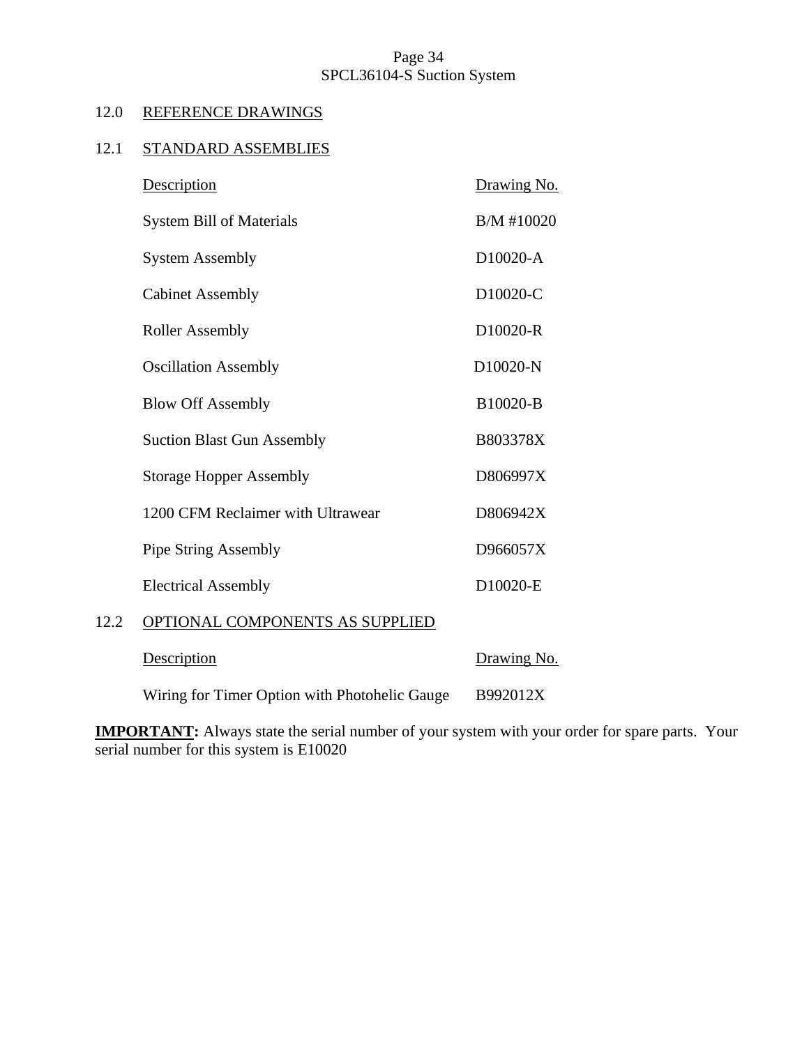## 12.0 REFERENCE DRAWINGS

### 12.1 STANDARD ASSEMBLIES

| Description | Drawing No. |
|---|---|
| System Bill of Materials | B/M #10020 |
| System Assembly | D10020-A |
| Cabinet Assembly | D10020-C |
| Roller Assembly | D10020-R |
| Oscillation Assembly | D10020-N |
| Blow Off Assembly | B10020-B |
| Suction Blast Gun Assembly | B803378X |
| Storage Hopper Assembly | D806997X |
| 1200 CFM Reclaimer with Ultrawear | D806942X |
| Pipe String Assembly | D966057X |
| Electrical Assembly | D10020-E |

### 12.2 OPTIONAL COMPONENTS AS SUPPLIED

| Description | Drawing No. |
|---|---|
| Wiring for Timer Option with Photohelic Gauge | B992012X |

**IMPORTANT:** Always state the serial number of your system with your order for spare parts. Your serial number for this system is E10020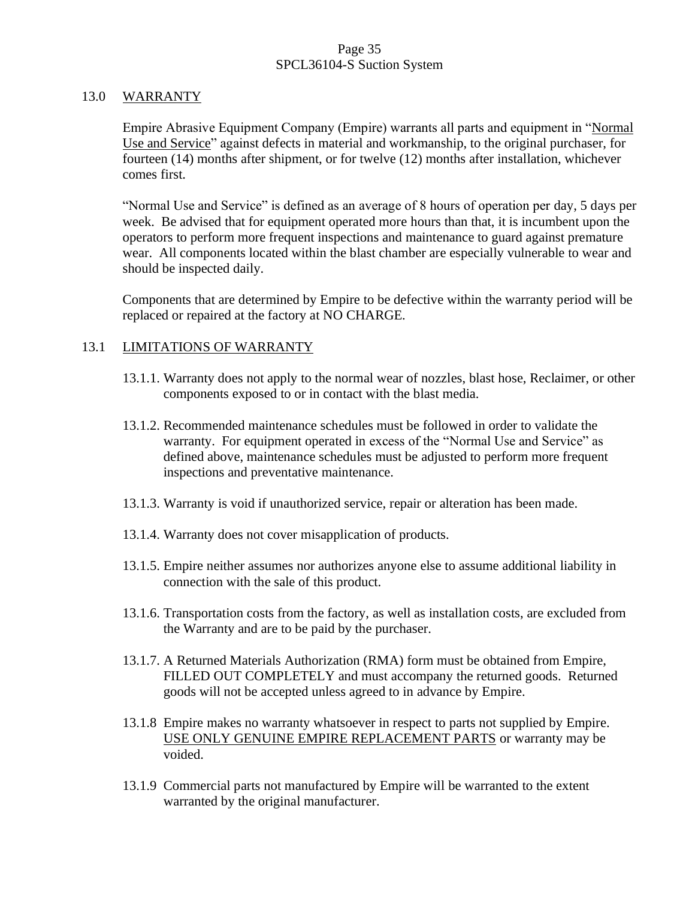## 13.0 WARRANTY

Empire Abrasive Equipment Company (Empire) warrants all parts and equipment in "Normal Use and Service" against defects in material and workmanship, to the original purchaser, for fourteen (14) months after shipment, or for twelve (12) months after installation, whichever comes first.

"Normal Use and Service" is defined as an average of 8 hours of operation per day, 5 days per week. Be advised that for equipment operated more hours than that, it is incumbent upon the operators to perform more frequent inspections and maintenance to guard against premature wear. All components located within the blast chamber are especially vulnerable to wear and should be inspected daily.

Components that are determined by Empire to be defective within the warranty period will be replaced or repaired at the factory at NO CHARGE.

## 13.1 LIMITATIONS OF WARRANTY

13.1.1. Warranty does not apply to the normal wear of nozzles, blast hose, Reclaimer, or other components exposed to or in contact with the blast media.

13.1.2. Recommended maintenance schedules must be followed in order to validate the warranty. For equipment operated in excess of the "Normal Use and Service" as defined above, maintenance schedules must be adjusted to perform more frequent inspections and preventative maintenance.

13.1.3. Warranty is void if unauthorized service, repair or alteration has been made.

13.1.4. Warranty does not cover misapplication of products.

13.1.5. Empire neither assumes nor authorizes anyone else to assume additional liability in connection with the sale of this product.

13.1.6. Transportation costs from the factory, as well as installation costs, are excluded from the Warranty and are to be paid by the purchaser.

13.1.7. A Returned Materials Authorization (RMA) form must be obtained from Empire, FILLED OUT COMPLETELY and must accompany the returned goods. Returned goods will not be accepted unless agreed to in advance by Empire.

13.1.8 Empire makes no warranty whatsoever in respect to parts not supplied by Empire. USE ONLY GENUINE EMPIRE REPLACEMENT PARTS or warranty may be voided.

13.1.9 Commercial parts not manufactured by Empire will be warranted to the extent warranted by the original manufacturer.